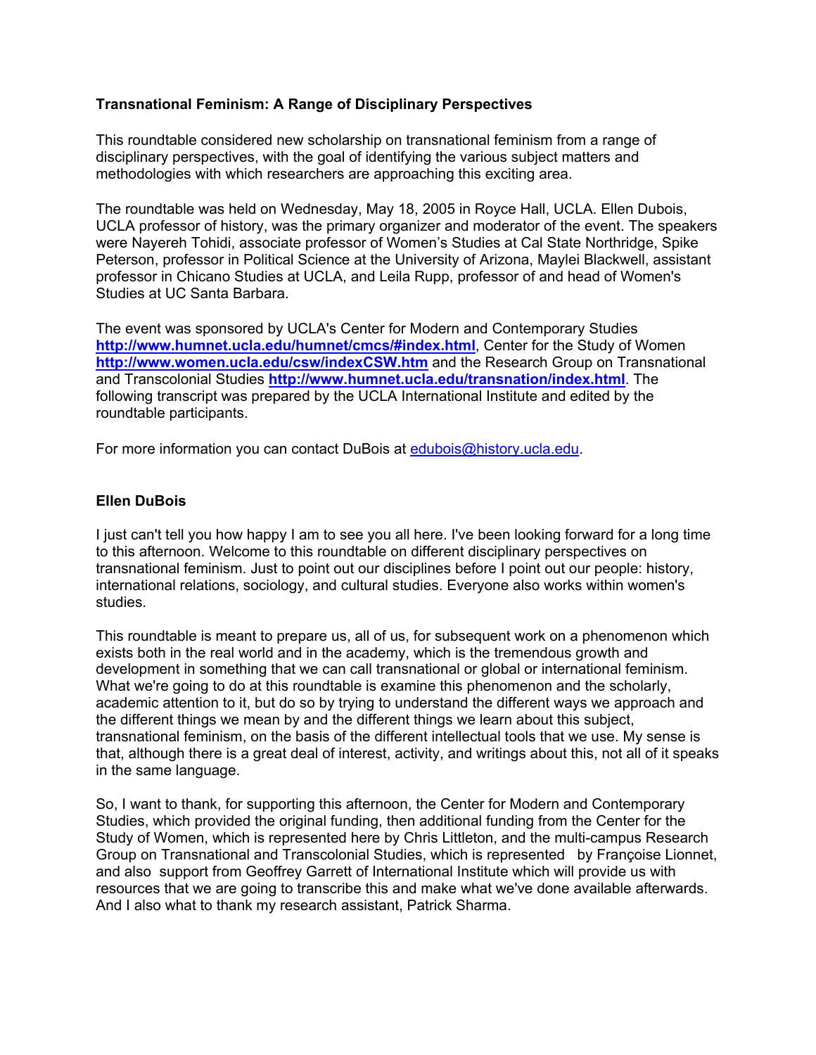## Transnational Feminism: A Range of Disciplinary Perspectives

This roundtable considered new scholarship on transnational feminism from a range of disciplinary perspectives, with the goal of identifying the various subject matters and methodologies with which researchers are approaching this exciting area.

The roundtable was held on Wednesday, May 18, 2005 in Royce Hall, UCLA. Ellen Dubois, UCLA professor of history, was the primary organizer and moderator of the event. The speakers were Nayereh Tohidi, associate professor of Women's Studies at Cal State Northridge, Spike Peterson, professor in Political Science at the University of Arizona, Maylei Blackwell, assistant professor in Chicano Studies at UCLA, and Leila Rupp, professor of and head of Women's Studies at UC Santa Barbara.

The event was sponsored by UCLA's Center for Modern and Contemporary Studies **http://www.humnet.ucla.edu/humnet/cmcs/#index.html**, Center for the Study of Women **http://www.women.ucla.edu/csw/indexCSW.htm** and the Research Group on Transnational and Transcolonial Studies **http://www.humnet.ucla.edu/transnation/index.html**. The following transcript was prepared by the UCLA International Institute and edited by the roundtable participants.

For more information you can contact DuBois at edubois@history.ucla.edu.

### Ellen DuBois

I just can't tell you how happy I am to see you all here. I've been looking forward for a long time to this afternoon. Welcome to this roundtable on different disciplinary perspectives on transnational feminism. Just to point out our disciplines before I point out our people: history, international relations, sociology, and cultural studies. Everyone also works within women's studies.

This roundtable is meant to prepare us, all of us, for subsequent work on a phenomenon which exists both in the real world and in the academy, which is the tremendous growth and development in something that we can call transnational or global or international feminism. What we're going to do at this roundtable is examine this phenomenon and the scholarly, academic attention to it, but do so by trying to understand the different ways we approach and the different things we mean by and the different things we learn about this subject, transnational feminism, on the basis of the different intellectual tools that we use. My sense is that, although there is a great deal of interest, activity, and writings about this, not all of it speaks in the same language.

So, I want to thank, for supporting this afternoon, the Center for Modern and Contemporary Studies, which provided the original funding, then additional funding from the Center for the Study of Women, which is represented here by Chris Littleton, and the multi-campus Research Group on Transnational and Transcolonial Studies, which is represented by Françoise Lionnet, and also support from Geoffrey Garrett of International Institute which will provide us with resources that we are going to transcribe this and make what we've done available afterwards. And I also what to thank my research assistant, Patrick Sharma.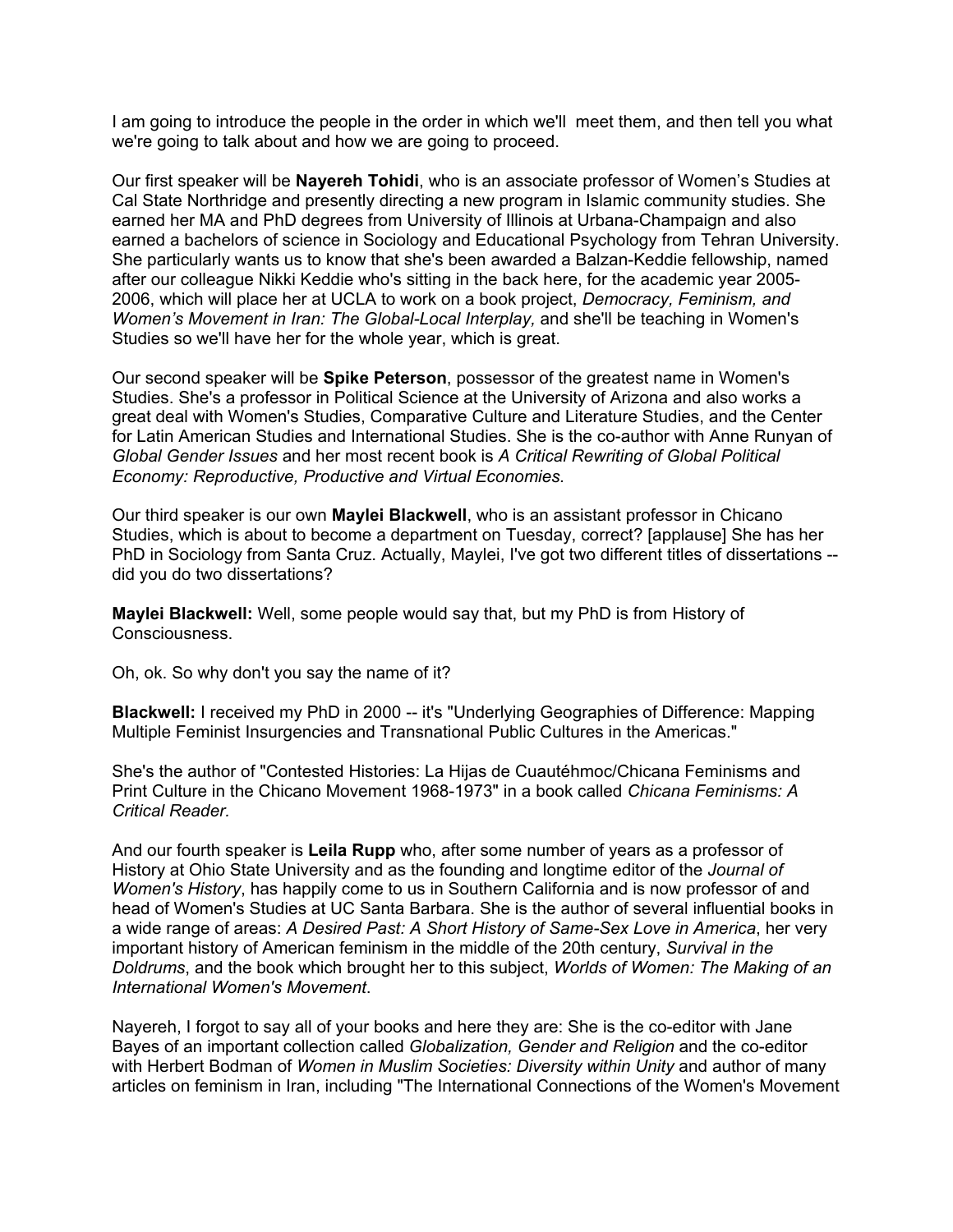I am going to introduce the people in the order in which we'll meet them, and then tell you what we're going to talk about and how we are going to proceed.

Our first speaker will be **Nayereh Tohidi**, who is an associate professor of Women's Studies at Cal State Northridge and presently directing a new program in Islamic community studies. She earned her MA and PhD degrees from University of Illinois at Urbana-Champaign and also earned a bachelors of science in Sociology and Educational Psychology from Tehran University. She particularly wants us to know that she's been awarded a Balzan-Keddie fellowship, named after our colleague Nikki Keddie who's sitting in the back here, for the academic year 2005-2006, which will place her at UCLA to work on a book project, *Democracy, Feminism, and Women's Movement in Iran: The Global-Local Interplay,* and she'll be teaching in Women's Studies so we'll have her for the whole year, which is great.

Our second speaker will be **Spike Peterson**, possessor of the greatest name in Women's Studies. She's a professor in Political Science at the University of Arizona and also works a great deal with Women's Studies, Comparative Culture and Literature Studies, and the Center for Latin American Studies and International Studies. She is the co-author with Anne Runyan of *Global Gender Issues* and her most recent book is *A Critical Rewriting of Global Political Economy: Reproductive, Productive and Virtual Economies.*

Our third speaker is our own **Maylei Blackwell**, who is an assistant professor in Chicano Studies, which is about to become a department on Tuesday, correct? [applause] She has her PhD in Sociology from Santa Cruz. Actually, Maylei, I've got two different titles of dissertations -- did you do two dissertations?

**Maylei Blackwell:** Well, some people would say that, but my PhD is from History of Consciousness.

Oh, ok. So why don't you say the name of it?

**Blackwell:** I received my PhD in 2000 -- it's "Underlying Geographies of Difference: Mapping Multiple Feminist Insurgencies and Transnational Public Cultures in the Americas."

She's the author of "Contested Histories: La Hijas de Cuautéhmoc/Chicana Feminisms and Print Culture in the Chicano Movement 1968-1973" in a book called *Chicana Feminisms: A Critical Reader.*

And our fourth speaker is **Leila Rupp** who, after some number of years as a professor of History at Ohio State University and as the founding and longtime editor of the *Journal of Women's History*, has happily come to us in Southern California and is now professor of and head of Women's Studies at UC Santa Barbara. She is the author of several influential books in a wide range of areas: *A Desired Past: A Short History of Same-Sex Love in America*, her very important history of American feminism in the middle of the 20th century, *Survival in the Doldrums*, and the book which brought her to this subject, *Worlds of Women: The Making of an International Women's Movement*.

Nayereh, I forgot to say all of your books and here they are: She is the co-editor with Jane Bayes of an important collection called *Globalization, Gender and Religion* and the co-editor with Herbert Bodman of *Women in Muslim Societies: Diversity within Unity* and author of many articles on feminism in Iran, including "The International Connections of the Women's Movement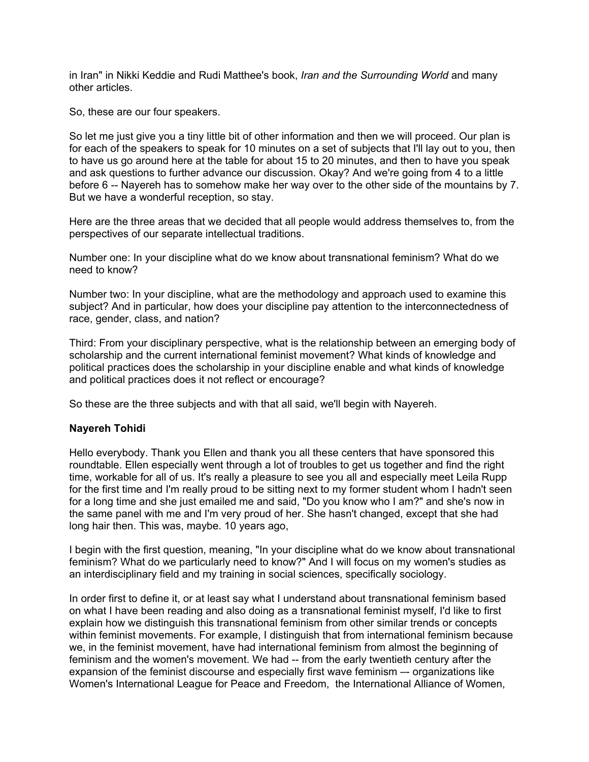in Iran" in Nikki Keddie and Rudi Matthee's book, *Iran and the Surrounding World* and many other articles.

So, these are our four speakers.

So let me just give you a tiny little bit of other information and then we will proceed. Our plan is for each of the speakers to speak for 10 minutes on a set of subjects that I'll lay out to you, then to have us go around here at the table for about 15 to 20 minutes, and then to have you speak and ask questions to further advance our discussion. Okay? And we're going from 4 to a little before 6 -- Nayereh has to somehow make her way over to the other side of the mountains by 7. But we have a wonderful reception, so stay.

Here are the three areas that we decided that all people would address themselves to, from the perspectives of our separate intellectual traditions.

Number one: In your discipline what do we know about transnational feminism? What do we need to know?

Number two: In your discipline, what are the methodology and approach used to examine this subject? And in particular, how does your discipline pay attention to the interconnectedness of race, gender, class, and nation?

Third: From your disciplinary perspective, what is the relationship between an emerging body of scholarship and the current international feminist movement? What kinds of knowledge and political practices does the scholarship in your discipline enable and what kinds of knowledge and political practices does it not reflect or encourage?

So these are the three subjects and with that all said, we'll begin with Nayereh.

**Nayereh Tohidi**

Hello everybody. Thank you Ellen and thank you all these centers that have sponsored this roundtable. Ellen especially went through a lot of troubles to get us together and find the right time, workable for all of us. It's really a pleasure to see you all and especially meet Leila Rupp for the first time and I'm really proud to be sitting next to my former student whom I hadn't seen for a long time and she just emailed me and said, "Do you know who I am?" and she's now in the same panel with me and I'm very proud of her. She hasn't changed, except that she had long hair then. This was, maybe. 10 years ago,

I begin with the first question, meaning, "In your discipline what do we know about transnational feminism? What do we particularly need to know?" And I will focus on my women's studies as an interdisciplinary field and my training in social sciences, specifically sociology.

In order first to define it, or at least say what I understand about transnational feminism based on what I have been reading and also doing as a transnational feminist myself, I'd like to first explain how we distinguish this transnational feminism from other similar trends or concepts within feminist movements. For example, I distinguish that from international feminism because we, in the feminist movement, have had international feminism from almost the beginning of feminism and the women's movement. We had -- from the early twentieth century after the expansion of the feminist discourse and especially first wave feminism –- organizations like Women's International League for Peace and Freedom, the International Alliance of Women,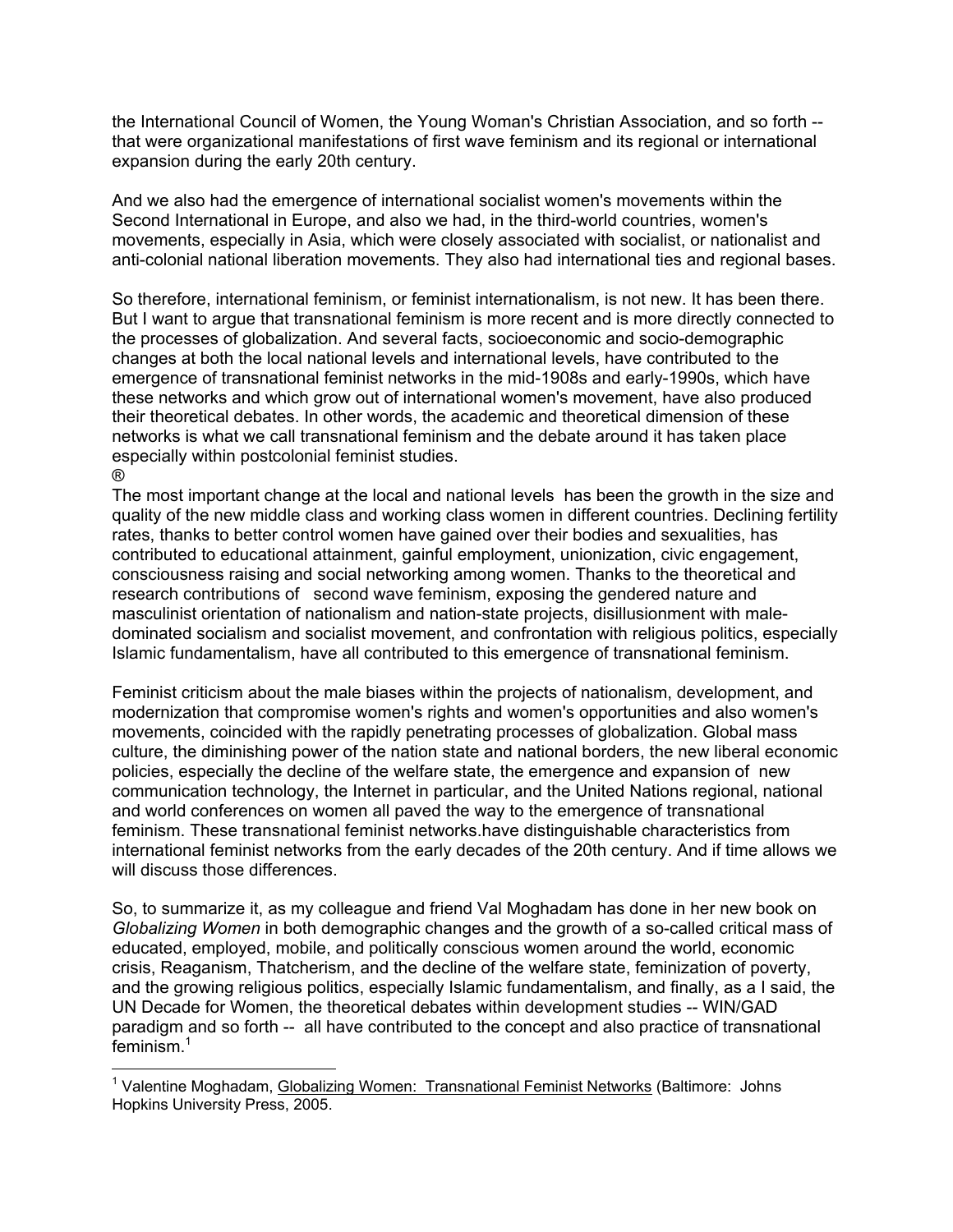the International Council of Women, the Young Woman's Christian Association, and so forth -- that were organizational manifestations of first wave feminism and its regional or international expansion during the early 20th century.

And we also had the emergence of international socialist women's movements within the Second International in Europe, and also we had, in the third-world countries, women's movements, especially in Asia, which were closely associated with socialist, or nationalist and anti-colonial national liberation movements. They also had international ties and regional bases.

So therefore, international feminism, or feminist internationalism, is not new. It has been there. But I want to argue that transnational feminism is more recent and is more directly connected to the processes of globalization. And several facts, socioeconomic and socio-demographic changes at both the local national levels and international levels, have contributed to the emergence of transnational feminist networks in the mid-1908s and early-1990s, which have these networks and which grow out of international women's movement, have also produced their theoretical debates. In other words, the academic and theoretical dimension of these networks is what we call transnational feminism and the debate around it has taken place especially within postcolonial feminist studies.
®
The most important change at the local and national levels has been the growth in the size and quality of the new middle class and working class women in different countries. Declining fertility rates, thanks to better control women have gained over their bodies and sexualities, has contributed to educational attainment, gainful employment, unionization, civic engagement, consciousness raising and social networking among women. Thanks to the theoretical and research contributions of second wave feminism, exposing the gendered nature and masculinist orientation of nationalism and nation-state projects, disillusionment with male-dominated socialism and socialist movement, and confrontation with religious politics, especially Islamic fundamentalism, have all contributed to this emergence of transnational feminism.

Feminist criticism about the male biases within the projects of nationalism, development, and modernization that compromise women's rights and women's opportunities and also women's movements, coincided with the rapidly penetrating processes of globalization. Global mass culture, the diminishing power of the nation state and national borders, the new liberal economic policies, especially the decline of the welfare state, the emergence and expansion of new communication technology, the Internet in particular, and the United Nations regional, national and world conferences on women all paved the way to the emergence of transnational feminism. These transnational feminist networks.have distinguishable characteristics from international feminist networks from the early decades of the 20th century. And if time allows we will discuss those differences.

So, to summarize it, as my colleague and friend Val Moghadam has done in her new book on *Globalizing Women* in both demographic changes and the growth of a so-called critical mass of educated, employed, mobile, and politically conscious women around the world, economic crisis, Reaganism, Thatcherism, and the decline of the welfare state, feminization of poverty, and the growing religious politics, especially Islamic fundamentalism, and finally, as a I said, the UN Decade for Women, the theoretical debates within development studies -- WIN/GAD paradigm and so forth -- all have contributed to the concept and also practice of transnational feminism.[1]

---

[1] Valentine Moghadam, Globalizing Women: Transnational Feminist Networks (Baltimore: Johns Hopkins University Press, 2005.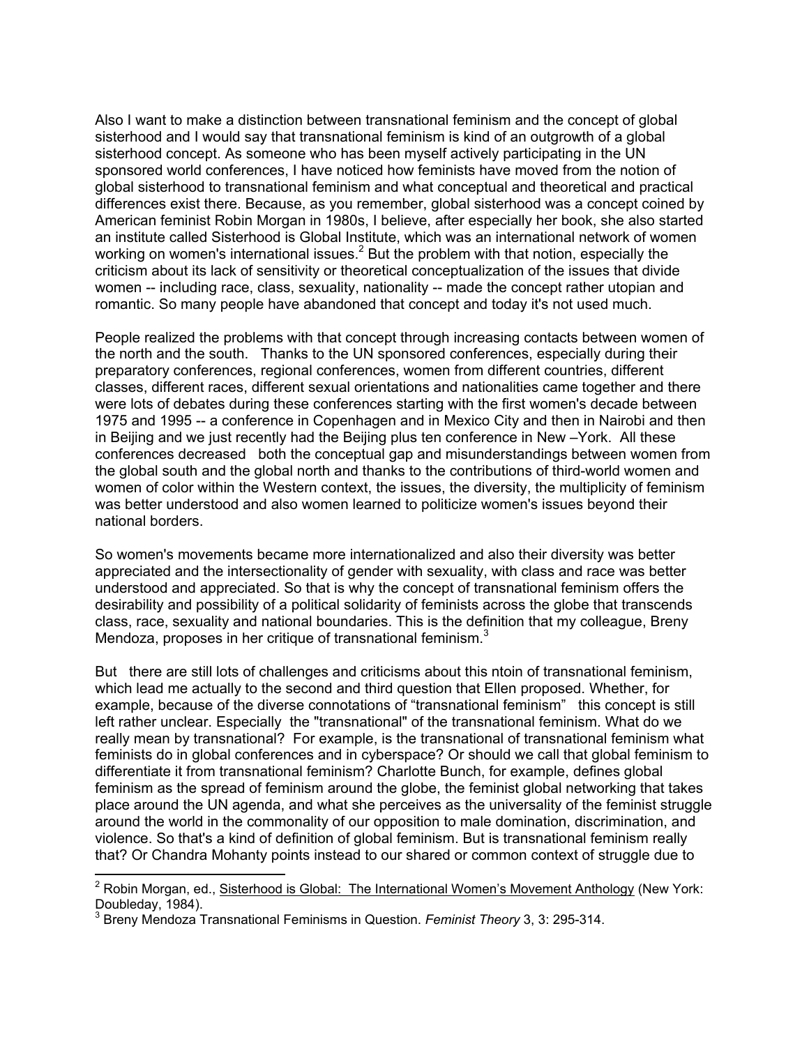Also I want to make a distinction between transnational feminism and the concept of global sisterhood and I would say that transnational feminism is kind of an outgrowth of a global sisterhood concept. As someone who has been myself actively participating in the UN sponsored world conferences, I have noticed how feminists have moved from the notion of global sisterhood to transnational feminism and what conceptual and theoretical and practical differences exist there. Because, as you remember, global sisterhood was a concept coined by American feminist Robin Morgan in 1980s, I believe, after especially her book, she also started an institute called Sisterhood is Global Institute, which was an international network of women working on women's international issues.[2] But the problem with that notion, especially the criticism about its lack of sensitivity or theoretical conceptualization of the issues that divide women -- including race, class, sexuality, nationality -- made the concept rather utopian and romantic. So many people have abandoned that concept and today it's not used much.

People realized the problems with that concept through increasing contacts between women of the north and the south. Thanks to the UN sponsored conferences, especially during their preparatory conferences, regional conferences, women from different countries, different classes, different races, different sexual orientations and nationalities came together and there were lots of debates during these conferences starting with the first women's decade between 1975 and 1995 -- a conference in Copenhagen and in Mexico City and then in Nairobi and then in Beijing and we just recently had the Beijing plus ten conference in New –York. All these conferences decreased both the conceptual gap and misunderstandings between women from the global south and the global north and thanks to the contributions of third-world women and women of color within the Western context, the issues, the diversity, the multiplicity of feminism was better understood and also women learned to politicize women's issues beyond their national borders.

So women's movements became more internationalized and also their diversity was better appreciated and the intersectionality of gender with sexuality, with class and race was better understood and appreciated. So that is why the concept of transnational feminism offers the desirability and possibility of a political solidarity of feminists across the globe that transcends class, race, sexuality and national boundaries. This is the definition that my colleague, Breny Mendoza, proposes in her critique of transnational feminism.[3]

But there are still lots of challenges and criticisms about this ntoin of transnational feminism, which lead me actually to the second and third question that Ellen proposed. Whether, for example, because of the diverse connotations of "transnational feminism" this concept is still left rather unclear. Especially the "transnational" of the transnational feminism. What do we really mean by transnational? For example, is the transnational of transnational feminism what feminists do in global conferences and in cyberspace? Or should we call that global feminism to differentiate it from transnational feminism? Charlotte Bunch, for example, defines global feminism as the spread of feminism around the globe, the feminist global networking that takes place around the UN agenda, and what she perceives as the universality of the feminist struggle around the world in the commonality of our opposition to male domination, discrimination, and violence. So that's a kind of definition of global feminism. But is transnational feminism really that? Or Chandra Mohanty points instead to our shared or common context of struggle due to

---

[2] Robin Morgan, ed., Sisterhood is Global: The International Women's Movement Anthology (New York: Doubleday, 1984).

[3] Breny Mendoza Transnational Feminisms in Question. *Feminist Theory* 3, 3: 295-314.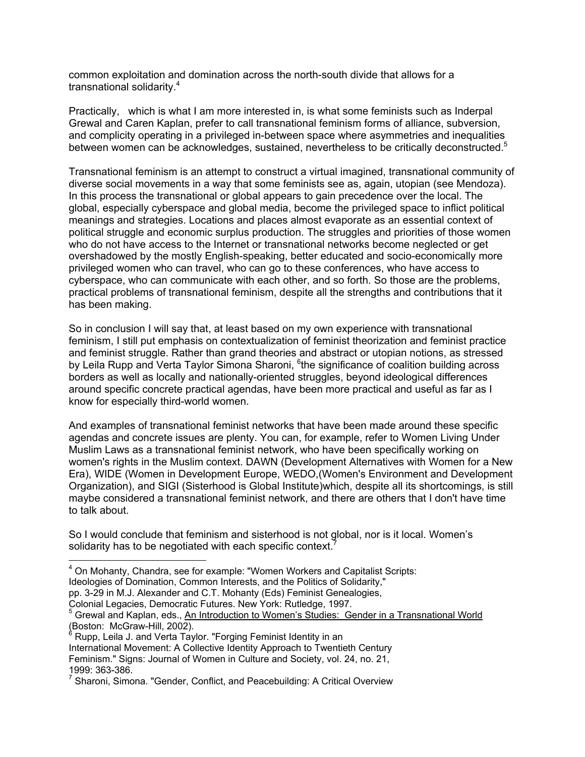common exploitation and domination across the north-south divide that allows for a transnational solidarity.[4]

Practically, which is what I am more interested in, is what some feminists such as Inderpal Grewal and Caren Kaplan, prefer to call transnational feminism forms of alliance, subversion, and complicity operating in a privileged in-between space where asymmetries and inequalities between women can be acknowledges, sustained, nevertheless to be critically deconstructed.[5]

Transnational feminism is an attempt to construct a virtual imagined, transnational community of diverse social movements in a way that some feminists see as, again, utopian (see Mendoza). In this process the transnational or global appears to gain precedence over the local. The global, especially cyberspace and global media, become the privileged space to inflict political meanings and strategies. Locations and places almost evaporate as an essential context of political struggle and economic surplus production. The struggles and priorities of those women who do not have access to the Internet or transnational networks become neglected or get overshadowed by the mostly English-speaking, better educated and socio-economically more privileged women who can travel, who can go to these conferences, who have access to cyberspace, who can communicate with each other, and so forth. So those are the problems, practical problems of transnational feminism, despite all the strengths and contributions that it has been making.

So in conclusion I will say that, at least based on my own experience with transnational feminism, I still put emphasis on contextualization of feminist theorization and feminist practice and feminist struggle. Rather than grand theories and abstract or utopian notions, as stressed by Leila Rupp and Verta Taylor Simona Sharoni, [6]the significance of coalition building across borders as well as locally and nationally-oriented struggles, beyond ideological differences around specific concrete practical agendas, have been more practical and useful as far as I know for especially third-world women.

And examples of transnational feminist networks that have been made around these specific agendas and concrete issues are plenty. You can, for example, refer to Women Living Under Muslim Laws as a transnational feminist network, who have been specifically working on women's rights in the Muslim context. DAWN (Development Alternatives with Women for a New Era), WIDE (Women in Development Europe, WEDO,(Women's Environment and Development Organization), and SIGI (Sisterhood is Global Institute)which, despite all its shortcomings, is still maybe considered a transnational feminist network, and there are others that I don't have time to talk about.

So I would conclude that feminism and sisterhood is not global, nor is it local. Women's solidarity has to be negotiated with each specific context.[7]

---

[4] On Mohanty, Chandra, see for example: "Women Workers and Capitalist Scripts: Ideologies of Domination, Common Interests, and the Politics of Solidarity," pp. 3-29 in M.J. Alexander and C.T. Mohanty (Eds) Feminist Genealogies, Colonial Legacies, Democratic Futures. New York: Rutledge, 1997.

[5] Grewal and Kaplan, eds., An Introduction to Women's Studies: Gender in a Transnational World (Boston: McGraw-Hill, 2002).

[6] Rupp, Leila J. and Verta Taylor. "Forging Feminist Identity in an International Movement: A Collective Identity Approach to Twentieth Century Feminism." Signs: Journal of Women in Culture and Society, vol. 24, no. 21, 1999: 363-386.

[7] Sharoni, Simona. "Gender, Conflict, and Peacebuilding: A Critical Overview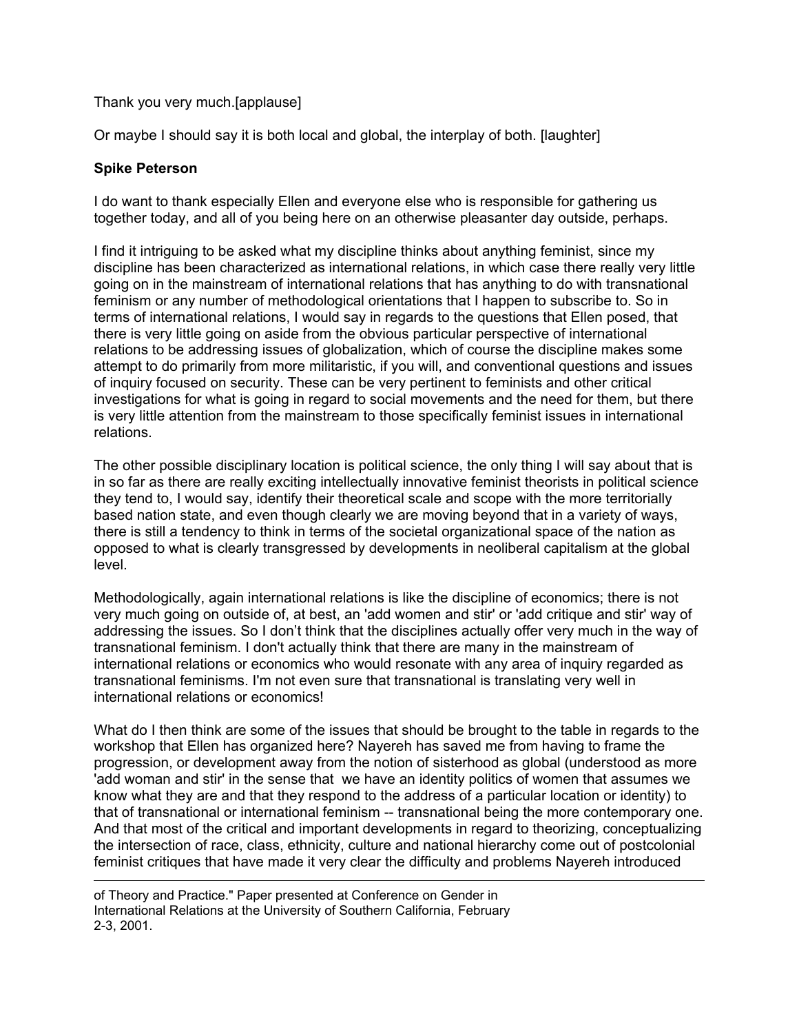Thank you very much.[applause]

Or maybe I should say it is both local and global, the interplay of both. [laughter]

**Spike Peterson**

I do want to thank especially Ellen and everyone else who is responsible for gathering us together today, and all of you being here on an otherwise pleasanter day outside, perhaps.

I find it intriguing to be asked what my discipline thinks about anything feminist, since my discipline has been characterized as international relations, in which case there really very little going on in the mainstream of international relations that has anything to do with transnational feminism or any number of methodological orientations that I happen to subscribe to. So in terms of international relations, I would say in regards to the questions that Ellen posed, that there is very little going on aside from the obvious particular perspective of international relations to be addressing issues of globalization, which of course the discipline makes some attempt to do primarily from more militaristic, if you will, and conventional questions and issues of inquiry focused on security. These can be very pertinent to feminists and other critical investigations for what is going in regard to social movements and the need for them, but there is very little attention from the mainstream to those specifically feminist issues in international relations.

The other possible disciplinary location is political science, the only thing I will say about that is in so far as there are really exciting intellectually innovative feminist theorists in political science they tend to, I would say, identify their theoretical scale and scope with the more territorially based nation state, and even though clearly we are moving beyond that in a variety of ways, there is still a tendency to think in terms of the societal organizational space of the nation as opposed to what is clearly transgressed by developments in neoliberal capitalism at the global level.

Methodologically, again international relations is like the discipline of economics; there is not very much going on outside of, at best, an 'add women and stir' or 'add critique and stir' way of addressing the issues. So I don't think that the disciplines actually offer very much in the way of transnational feminism. I don't actually think that there are many in the mainstream of international relations or economics who would resonate with any area of inquiry regarded as transnational feminisms. I'm not even sure that transnational is translating very well in international relations or economics!

What do I then think are some of the issues that should be brought to the table in regards to the workshop that Ellen has organized here? Nayereh has saved me from having to frame the progression, or development away from the notion of sisterhood as global (understood as more 'add woman and stir' in the sense that we have an identity politics of women that assumes we know what they are and that they respond to the address of a particular location or identity) to that of transnational or international feminism -- transnational being the more contemporary one. And that most of the critical and important developments in regard to theorizing, conceptualizing the intersection of race, class, ethnicity, culture and national hierarchy come out of postcolonial feminist critiques that have made it very clear the difficulty and problems Nayereh introduced

---

of Theory and Practice." Paper presented at Conference on Gender in International Relations at the University of Southern California, February 2-3, 2001.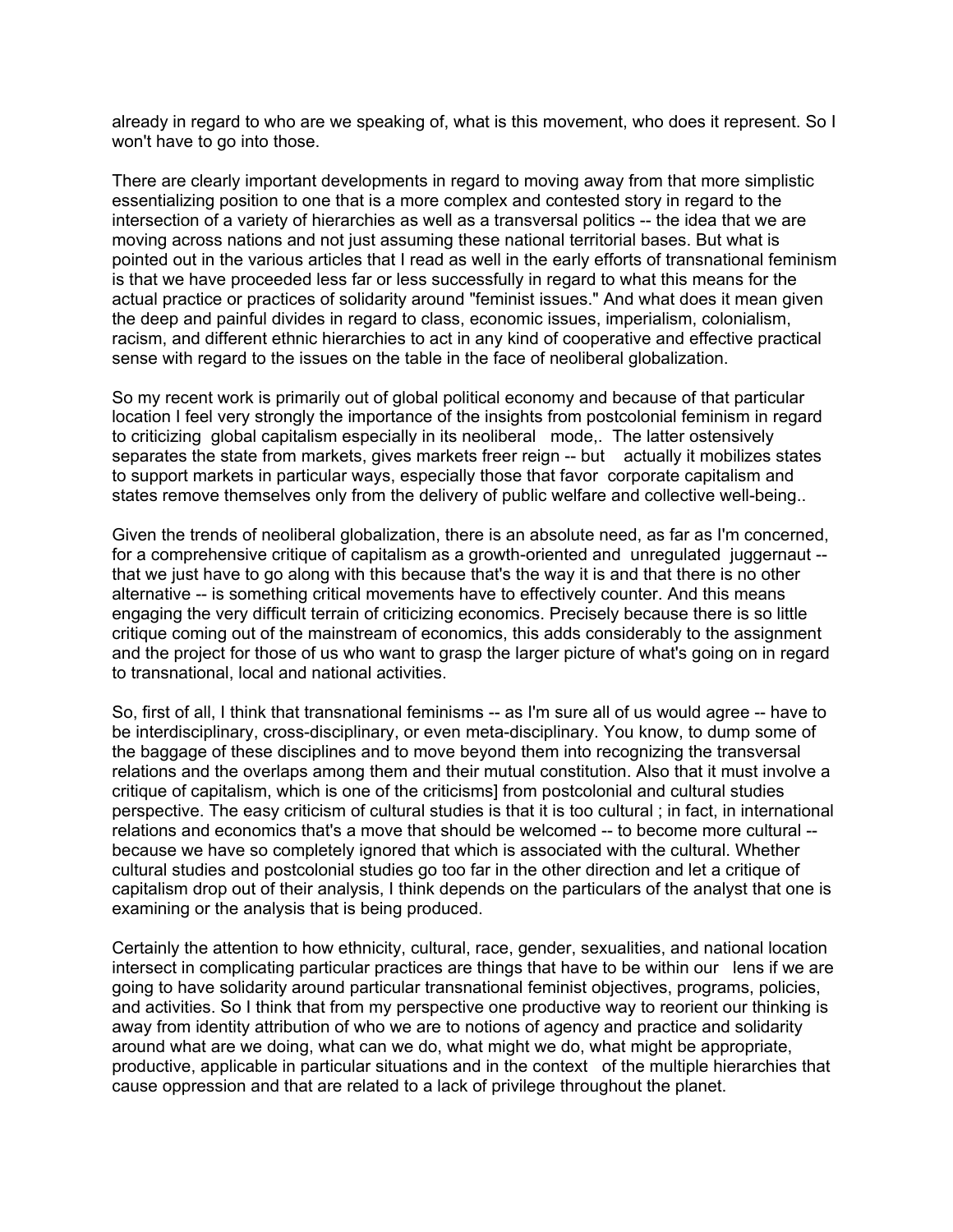already in regard to who are we speaking of, what is this movement, who does it represent. So I won't have to go into those.

There are clearly important developments in regard to moving away from that more simplistic essentializing position to one that is a more complex and contested story in regard to the intersection of a variety of hierarchies as well as a transversal politics -- the idea that we are moving across nations and not just assuming these national territorial bases. But what is pointed out in the various articles that I read as well in the early efforts of transnational feminism is that we have proceeded less far or less successfully in regard to what this means for the actual practice or practices of solidarity around "feminist issues." And what does it mean given the deep and painful divides in regard to class, economic issues, imperialism, colonialism, racism, and different ethnic hierarchies to act in any kind of cooperative and effective practical sense with regard to the issues on the table in the face of neoliberal globalization.

So my recent work is primarily out of global political economy and because of that particular location I feel very strongly the importance of the insights from postcolonial feminism in regard to criticizing global capitalism especially in its neoliberal mode,. The latter ostensively separates the state from markets, gives markets freer reign -- but actually it mobilizes states to support markets in particular ways, especially those that favor corporate capitalism and states remove themselves only from the delivery of public welfare and collective well-being..

Given the trends of neoliberal globalization, there is an absolute need, as far as I'm concerned, for a comprehensive critique of capitalism as a growth-oriented and unregulated juggernaut -- that we just have to go along with this because that's the way it is and that there is no other alternative -- is something critical movements have to effectively counter. And this means engaging the very difficult terrain of criticizing economics. Precisely because there is so little critique coming out of the mainstream of economics, this adds considerably to the assignment and the project for those of us who want to grasp the larger picture of what's going on in regard to transnational, local and national activities.

So, first of all, I think that transnational feminisms -- as I'm sure all of us would agree -- have to be interdisciplinary, cross-disciplinary, or even meta-disciplinary. You know, to dump some of the baggage of these disciplines and to move beyond them into recognizing the transversal relations and the overlaps among them and their mutual constitution. Also that it must involve a critique of capitalism, which is one of the criticisms] from postcolonial and cultural studies perspective. The easy criticism of cultural studies is that it is too cultural ; in fact, in international relations and economics that's a move that should be welcomed -- to become more cultural -- because we have so completely ignored that which is associated with the cultural. Whether cultural studies and postcolonial studies go too far in the other direction and let a critique of capitalism drop out of their analysis, I think depends on the particulars of the analyst that one is examining or the analysis that is being produced.

Certainly the attention to how ethnicity, cultural, race, gender, sexualities, and national location intersect in complicating particular practices are things that have to be within our lens if we are going to have solidarity around particular transnational feminist objectives, programs, policies, and activities. So I think that from my perspective one productive way to reorient our thinking is away from identity attribution of who we are to notions of agency and practice and solidarity around what are we doing, what can we do, what might we do, what might be appropriate, productive, applicable in particular situations and in the context of the multiple hierarchies that cause oppression and that are related to a lack of privilege throughout the planet.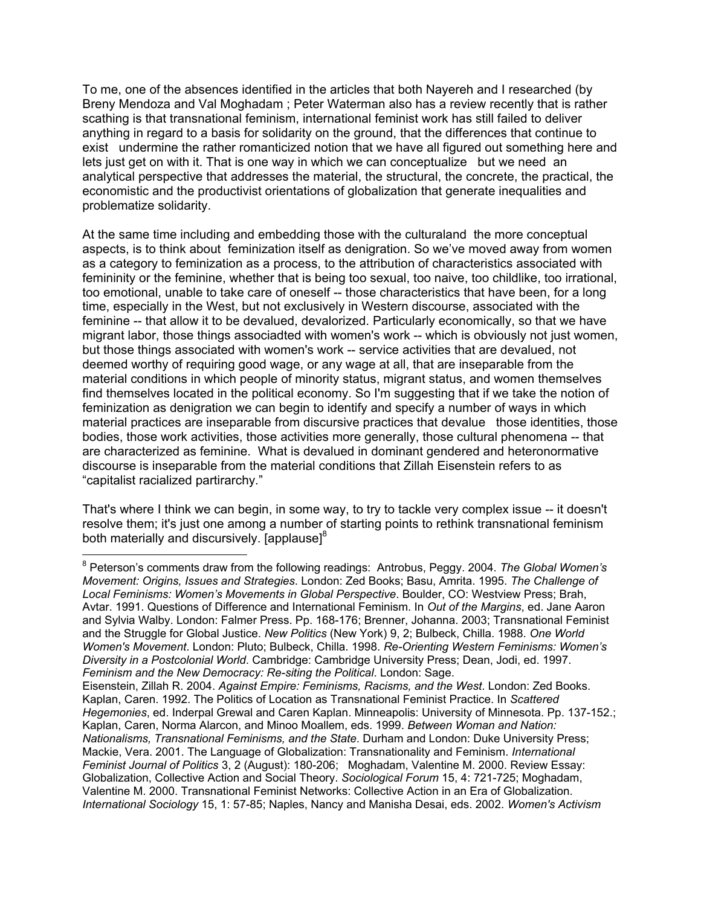To me, one of the absences identified in the articles that both Nayereh and I researched (by Breny Mendoza and Val Moghadam ; Peter Waterman also has a review recently that is rather scathing is that transnational feminism, international feminist work has still failed to deliver anything in regard to a basis for solidarity on the ground, that the differences that continue to exist undermine the rather romanticized notion that we have all figured out something here and lets just get on with it. That is one way in which we can conceptualize but we need an analytical perspective that addresses the material, the structural, the concrete, the practical, the economistic and the productivist orientations of globalization that generate inequalities and problematize solidarity.

At the same time including and embedding those with the culturaland the more conceptual aspects, is to think about feminization itself as denigration. So we've moved away from women as a category to feminization as a process, to the attribution of characteristics associated with femininity or the feminine, whether that is being too sexual, too naive, too childlike, too irrational, too emotional, unable to take care of oneself -- those characteristics that have been, for a long time, especially in the West, but not exclusively in Western discourse, associated with the feminine -- that allow it to be devalued, devalorized. Particularly economically, so that we have migrant labor, those things associadted with women's work -- which is obviously not just women, but those things associated with women's work -- service activities that are devalued, not deemed worthy of requiring good wage, or any wage at all, that are inseparable from the material conditions in which people of minority status, migrant status, and women themselves find themselves located in the political economy. So I'm suggesting that if we take the notion of feminization as denigration we can begin to identify and specify a number of ways in which material practices are inseparable from discursive practices that devalue those identities, those bodies, those work activities, those activities more generally, those cultural phenomena -- that are characterized as feminine. What is devalued in dominant gendered and heteronormative discourse is inseparable from the material conditions that Zillah Eisenstein refers to as "capitalist racialized partirarchy."

That's where I think we can begin, in some way, to try to tackle very complex issue -- it doesn't resolve them; it's just one among a number of starting points to rethink transnational feminism both materially and discursively. [applause][8]

---

[8] Peterson's comments draw from the following readings: Antrobus, Peggy. 2004. *The Global Women's Movement: Origins, Issues and Strategies*. London: Zed Books; Basu, Amrita. 1995. *The Challenge of Local Feminisms: Women's Movements in Global Perspective*. Boulder, CO: Westview Press; Brah, Avtar. 1991. Questions of Difference and International Feminism. In *Out of the Margins*, ed. Jane Aaron and Sylvia Walby. London: Falmer Press. Pp. 168-176; Brenner, Johanna. 2003; Transnational Feminist and the Struggle for Global Justice. *New Politics* (New York) 9, 2; Bulbeck, Chilla. 1988. *One World Women's Movement*. London: Pluto; Bulbeck, Chilla. 1998. *Re-Orienting Western Feminisms: Women's Diversity in a Postcolonial World*. Cambridge: Cambridge University Press; Dean, Jodi, ed. 1997. *Feminism and the New Democracy: Re-siting the Political*. London: Sage.
Eisenstein, Zillah R. 2004. *Against Empire: Feminisms, Racisms, and the West*. London: Zed Books. Kaplan, Caren. 1992. The Politics of Location as Transnational Feminist Practice. In *Scattered Hegemonies*, ed. Inderpal Grewal and Caren Kaplan. Minneapolis: University of Minnesota. Pp. 137-152.; Kaplan, Caren, Norma Alarcon, and Minoo Moallem, eds. 1999. *Between Woman and Nation: Nationalisms, Transnational Feminisms, and the State*. Durham and London: Duke University Press; Mackie, Vera. 2001. The Language of Globalization: Transnationality and Feminism. *International Feminist Journal of Politics* 3, 2 (August): 180-206; Moghadam, Valentine M. 2000. Review Essay: Globalization, Collective Action and Social Theory. *Sociological Forum* 15, 4: 721-725; Moghadam, Valentine M. 2000. Transnational Feminist Networks: Collective Action in an Era of Globalization. *International Sociology* 15, 1: 57-85; Naples, Nancy and Manisha Desai, eds. 2002. *Women's Activism*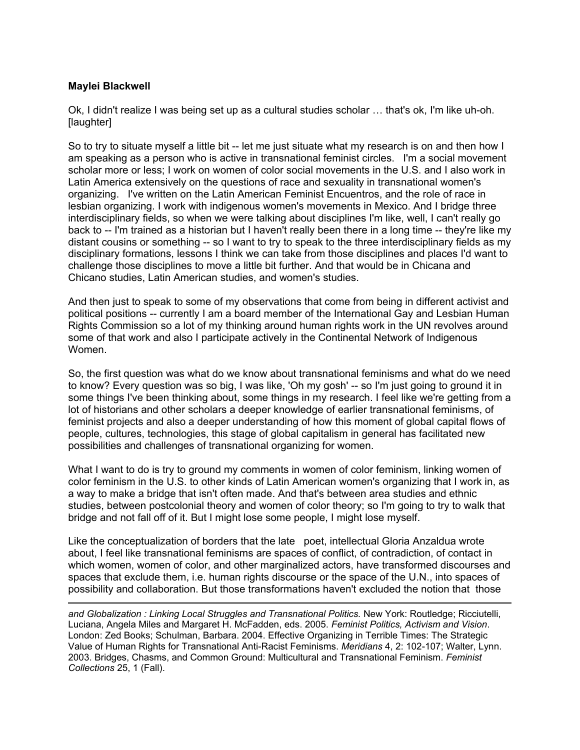**Maylei Blackwell**

Ok, I didn't realize I was being set up as a cultural studies scholar … that's ok, I'm like uh-oh. [laughter]

So to try to situate myself a little bit -- let me just situate what my research is on and then how I am speaking as a person who is active in transnational feminist circles. I'm a social movement scholar more or less; I work on women of color social movements in the U.S. and I also work in Latin America extensively on the questions of race and sexuality in transnational women's organizing. I've written on the Latin American Feminist Encuentros, and the role of race in lesbian organizing. I work with indigenous women's movements in Mexico. And I bridge three interdisciplinary fields, so when we were talking about disciplines I'm like, well, I can't really go back to -- I'm trained as a historian but I haven't really been there in a long time -- they're like my distant cousins or something -- so I want to try to speak to the three interdisciplinary fields as my disciplinary formations, lessons I think we can take from those disciplines and places I'd want to challenge those disciplines to move a little bit further. And that would be in Chicana and Chicano studies, Latin American studies, and women's studies.

And then just to speak to some of my observations that come from being in different activist and political positions -- currently I am a board member of the International Gay and Lesbian Human Rights Commission so a lot of my thinking around human rights work in the UN revolves around some of that work and also I participate actively in the Continental Network of Indigenous Women.

So, the first question was what do we know about transnational feminisms and what do we need to know? Every question was so big, I was like, 'Oh my gosh' -- so I'm just going to ground it in some things I've been thinking about, some things in my research. I feel like we're getting from a lot of historians and other scholars a deeper knowledge of earlier transnational feminisms, of feminist projects and also a deeper understanding of how this moment of global capital flows of people, cultures, technologies, this stage of global capitalism in general has facilitated new possibilities and challenges of transnational organizing for women.

What I want to do is try to ground my comments in women of color feminism, linking women of color feminism in the U.S. to other kinds of Latin American women's organizing that I work in, as a way to make a bridge that isn't often made. And that's between area studies and ethnic studies, between postcolonial theory and women of color theory; so I'm going to try to walk that bridge and not fall off of it. But I might lose some people, I might lose myself.

Like the conceptualization of borders that the late poet, intellectual Gloria Anzaldua wrote about, I feel like transnational feminisms are spaces of conflict, of contradiction, of contact in which women, women of color, and other marginalized actors, have transformed discourses and spaces that exclude them, i.e. human rights discourse or the space of the U.N., into spaces of possibility and collaboration. But those transformations haven't excluded the notion that those

---

*and Globalization : Linking Local Struggles and Transnational Politics.* New York: Routledge; Ricciutelli, Luciana, Angela Miles and Margaret H. McFadden, eds. 2005. *Feminist Politics, Activism and Vision*. London: Zed Books; Schulman, Barbara. 2004. Effective Organizing in Terrible Times: The Strategic Value of Human Rights for Transnational Anti-Racist Feminisms. *Meridians* 4, 2: 102-107; Walter, Lynn. 2003. Bridges, Chasms, and Common Ground: Multicultural and Transnational Feminism. *Feminist Collections* 25, 1 (Fall).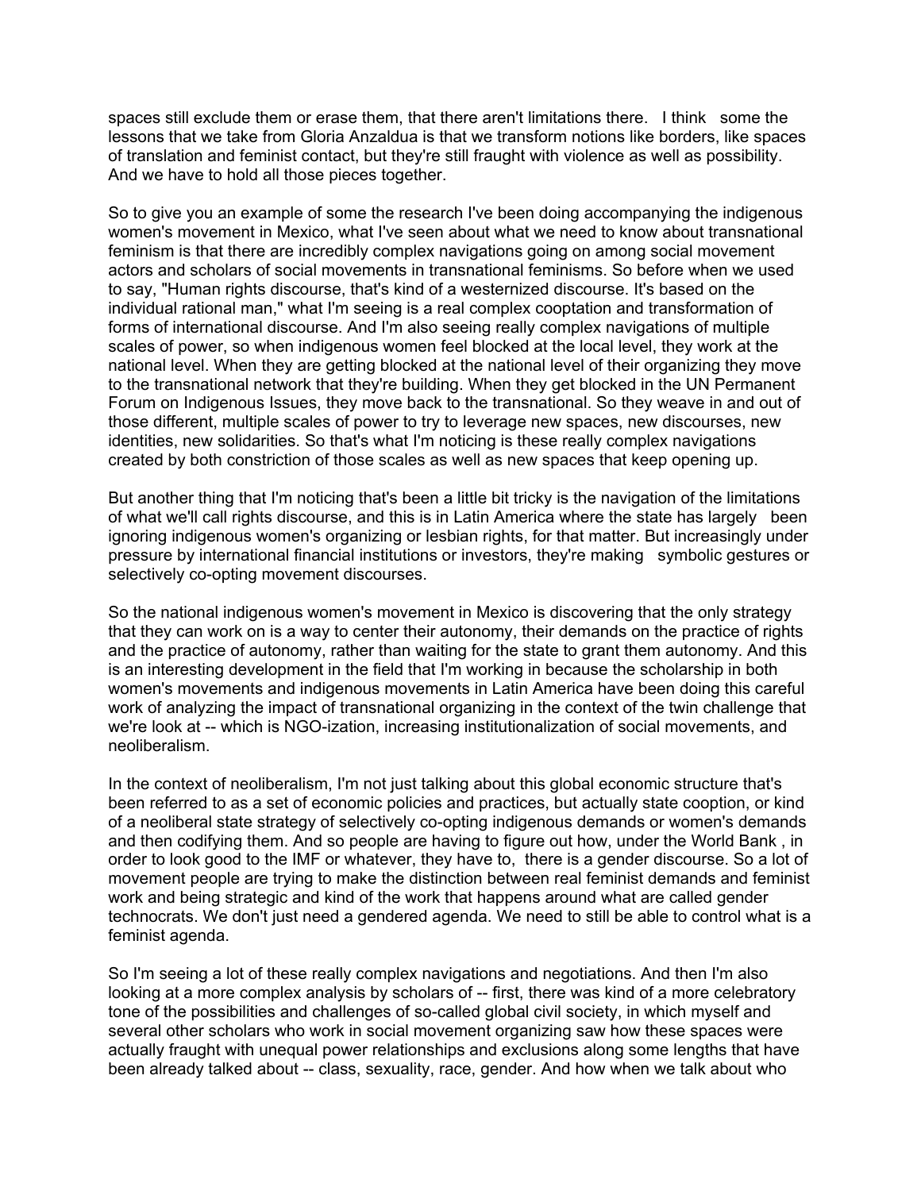spaces still exclude them or erase them, that there aren't limitations there. I think some the lessons that we take from Gloria Anzaldua is that we transform notions like borders, like spaces of translation and feminist contact, but they're still fraught with violence as well as possibility. And we have to hold all those pieces together.

So to give you an example of some the research I've been doing accompanying the indigenous women's movement in Mexico, what I've seen about what we need to know about transnational feminism is that there are incredibly complex navigations going on among social movement actors and scholars of social movements in transnational feminisms. So before when we used to say, "Human rights discourse, that's kind of a westernized discourse. It's based on the individual rational man," what I'm seeing is a real complex cooptation and transformation of forms of international discourse. And I'm also seeing really complex navigations of multiple scales of power, so when indigenous women feel blocked at the local level, they work at the national level. When they are getting blocked at the national level of their organizing they move to the transnational network that they're building. When they get blocked in the UN Permanent Forum on Indigenous Issues, they move back to the transnational. So they weave in and out of those different, multiple scales of power to try to leverage new spaces, new discourses, new identities, new solidarities. So that's what I'm noticing is these really complex navigations created by both constriction of those scales as well as new spaces that keep opening up.

But another thing that I'm noticing that's been a little bit tricky is the navigation of the limitations of what we'll call rights discourse, and this is in Latin America where the state has largely been ignoring indigenous women's organizing or lesbian rights, for that matter. But increasingly under pressure by international financial institutions or investors, they're making symbolic gestures or selectively co-opting movement discourses.

So the national indigenous women's movement in Mexico is discovering that the only strategy that they can work on is a way to center their autonomy, their demands on the practice of rights and the practice of autonomy, rather than waiting for the state to grant them autonomy. And this is an interesting development in the field that I'm working in because the scholarship in both women's movements and indigenous movements in Latin America have been doing this careful work of analyzing the impact of transnational organizing in the context of the twin challenge that we're look at -- which is NGO-ization, increasing institutionalization of social movements, and neoliberalism.

In the context of neoliberalism, I'm not just talking about this global economic structure that's been referred to as a set of economic policies and practices, but actually state cooption, or kind of a neoliberal state strategy of selectively co-opting indigenous demands or women's demands and then codifying them. And so people are having to figure out how, under the World Bank , in order to look good to the IMF or whatever, they have to, there is a gender discourse. So a lot of movement people are trying to make the distinction between real feminist demands and feminist work and being strategic and kind of the work that happens around what are called gender technocrats. We don't just need a gendered agenda. We need to still be able to control what is a feminist agenda.

So I'm seeing a lot of these really complex navigations and negotiations. And then I'm also looking at a more complex analysis by scholars of -- first, there was kind of a more celebratory tone of the possibilities and challenges of so-called global civil society, in which myself and several other scholars who work in social movement organizing saw how these spaces were actually fraught with unequal power relationships and exclusions along some lengths that have been already talked about -- class, sexuality, race, gender. And how when we talk about who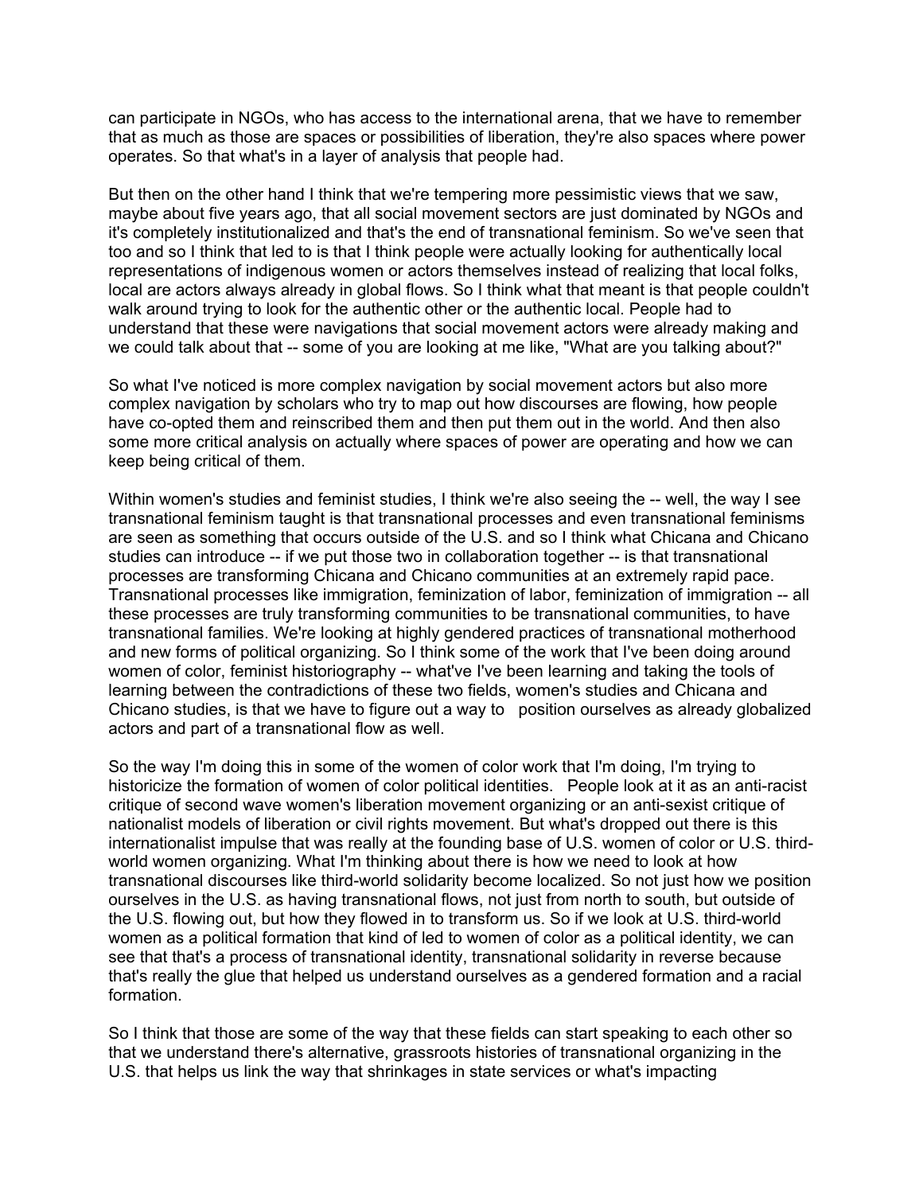can participate in NGOs, who has access to the international arena, that we have to remember that as much as those are spaces or possibilities of liberation, they're also spaces where power operates. So that what's in a layer of analysis that people had.

But then on the other hand I think that we're tempering more pessimistic views that we saw, maybe about five years ago, that all social movement sectors are just dominated by NGOs and it's completely institutionalized and that's the end of transnational feminism. So we've seen that too and so I think that led to is that I think people were actually looking for authentically local representations of indigenous women or actors themselves instead of realizing that local folks, local are actors always already in global flows. So I think what that meant is that people couldn't walk around trying to look for the authentic other or the authentic local. People had to understand that these were navigations that social movement actors were already making and we could talk about that -- some of you are looking at me like, "What are you talking about?"

So what I've noticed is more complex navigation by social movement actors but also more complex navigation by scholars who try to map out how discourses are flowing, how people have co-opted them and reinscribed them and then put them out in the world. And then also some more critical analysis on actually where spaces of power are operating and how we can keep being critical of them.

Within women's studies and feminist studies, I think we're also seeing the -- well, the way I see transnational feminism taught is that transnational processes and even transnational feminisms are seen as something that occurs outside of the U.S. and so I think what Chicana and Chicano studies can introduce -- if we put those two in collaboration together -- is that transnational processes are transforming Chicana and Chicano communities at an extremely rapid pace. Transnational processes like immigration, feminization of labor, feminization of immigration -- all these processes are truly transforming communities to be transnational communities, to have transnational families. We're looking at highly gendered practices of transnational motherhood and new forms of political organizing. So I think some of the work that I've been doing around women of color, feminist historiography -- what've I've been learning and taking the tools of learning between the contradictions of these two fields, women's studies and Chicana and Chicano studies, is that we have to figure out a way to position ourselves as already globalized actors and part of a transnational flow as well.

So the way I'm doing this in some of the women of color work that I'm doing, I'm trying to historicize the formation of women of color political identities. People look at it as an anti-racist critique of second wave women's liberation movement organizing or an anti-sexist critique of nationalist models of liberation or civil rights movement. But what's dropped out there is this internationalist impulse that was really at the founding base of U.S. women of color or U.S. third-world women organizing. What I'm thinking about there is how we need to look at how transnational discourses like third-world solidarity become localized. So not just how we position ourselves in the U.S. as having transnational flows, not just from north to south, but outside of the U.S. flowing out, but how they flowed in to transform us. So if we look at U.S. third-world women as a political formation that kind of led to women of color as a political identity, we can see that that's a process of transnational identity, transnational solidarity in reverse because that's really the glue that helped us understand ourselves as a gendered formation and a racial formation.

So I think that those are some of the way that these fields can start speaking to each other so that we understand there's alternative, grassroots histories of transnational organizing in the U.S. that helps us link the way that shrinkages in state services or what's impacting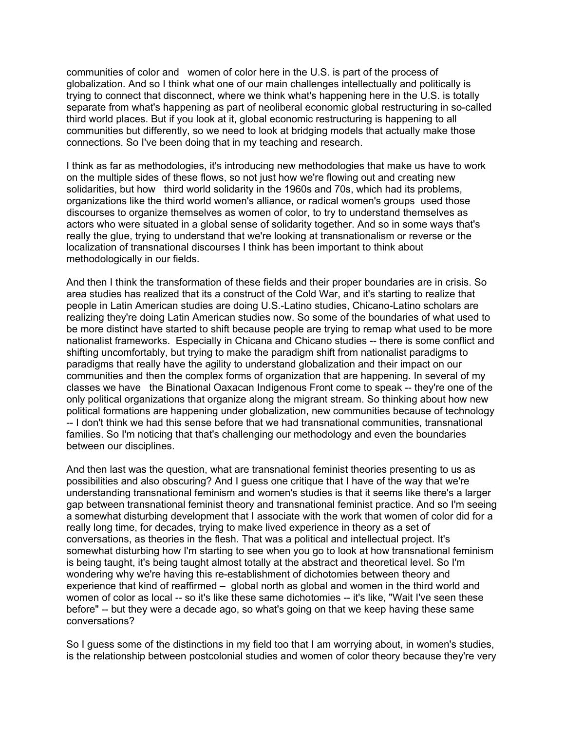communities of color and women of color here in the U.S. is part of the process of globalization. And so I think what one of our main challenges intellectually and politically is trying to connect that disconnect, where we think what's happening here in the U.S. is totally separate from what's happening as part of neoliberal economic global restructuring in so-called third world places. But if you look at it, global economic restructuring is happening to all communities but differently, so we need to look at bridging models that actually make those connections. So I've been doing that in my teaching and research.

I think as far as methodologies, it's introducing new methodologies that make us have to work on the multiple sides of these flows, so not just how we're flowing out and creating new solidarities, but how third world solidarity in the 1960s and 70s, which had its problems, organizations like the third world women's alliance, or radical women's groups used those discourses to organize themselves as women of color, to try to understand themselves as actors who were situated in a global sense of solidarity together. And so in some ways that's really the glue, trying to understand that we're looking at transnationalism or reverse or the localization of transnational discourses I think has been important to think about methodologically in our fields.

And then I think the transformation of these fields and their proper boundaries are in crisis. So area studies has realized that its a construct of the Cold War, and it's starting to realize that people in Latin American studies are doing U.S.-Latino studies, Chicano-Latino scholars are realizing they're doing Latin American studies now. So some of the boundaries of what used to be more distinct have started to shift because people are trying to remap what used to be more nationalist frameworks. Especially in Chicana and Chicano studies -- there is some conflict and shifting uncomfortably, but trying to make the paradigm shift from nationalist paradigms to paradigms that really have the agility to understand globalization and their impact on our communities and then the complex forms of organization that are happening. In several of my classes we have the Binational Oaxacan Indigenous Front come to speak -- they're one of the only political organizations that organize along the migrant stream. So thinking about how new political formations are happening under globalization, new communities because of technology -- I don't think we had this sense before that we had transnational communities, transnational families. So I'm noticing that that's challenging our methodology and even the boundaries between our disciplines.

And then last was the question, what are transnational feminist theories presenting to us as possibilities and also obscuring? And I guess one critique that I have of the way that we're understanding transnational feminism and women's studies is that it seems like there's a larger gap between transnational feminist theory and transnational feminist practice. And so I'm seeing a somewhat disturbing development that I associate with the work that women of color did for a really long time, for decades, trying to make lived experience in theory as a set of conversations, as theories in the flesh. That was a political and intellectual project. It's somewhat disturbing how I'm starting to see when you go to look at how transnational feminism is being taught, it's being taught almost totally at the abstract and theoretical level. So I'm wondering why we're having this re-establishment of dichotomies between theory and experience that kind of reaffirmed – global north as global and women in the third world and women of color as local -- so it's like these same dichotomies -- it's like, "Wait I've seen these before" -- but they were a decade ago, so what's going on that we keep having these same conversations?

So I guess some of the distinctions in my field too that I am worrying about, in women's studies, is the relationship between postcolonial studies and women of color theory because they're very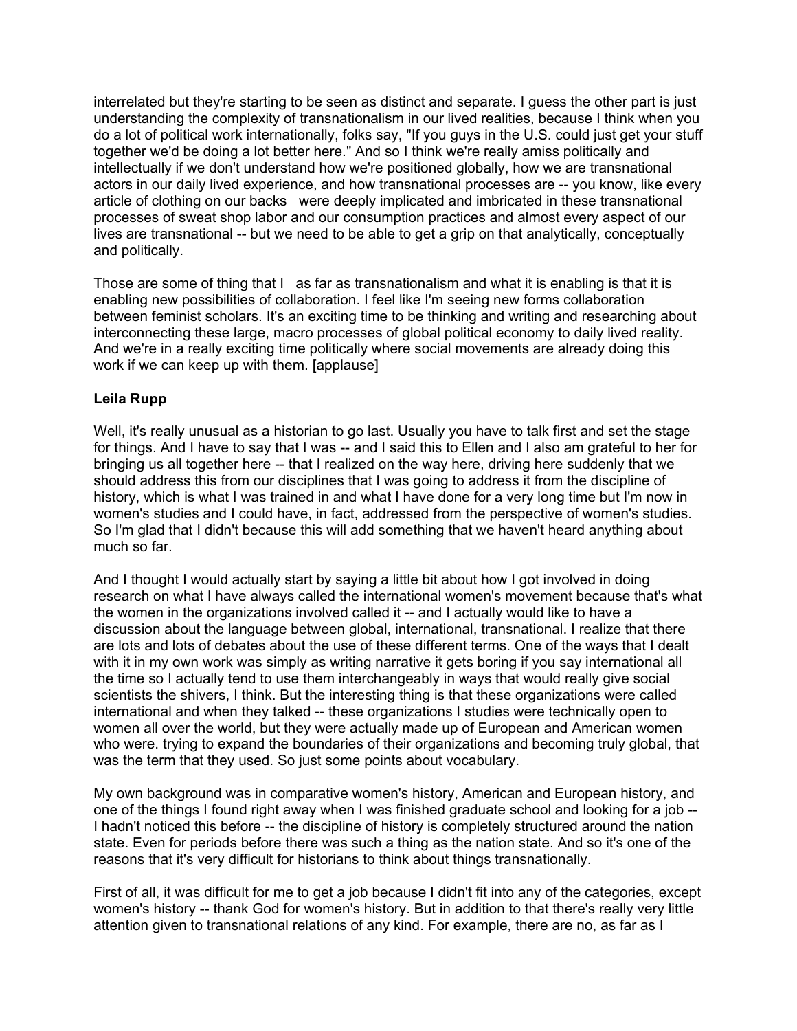interrelated but they're starting to be seen as distinct and separate. I guess the other part is just understanding the complexity of transnationalism in our lived realities, because I think when you do a lot of political work internationally, folks say, "If you guys in the U.S. could just get your stuff together we'd be doing a lot better here." And so I think we're really amiss politically and intellectually if we don't understand how we're positioned globally, how we are transnational actors in our daily lived experience, and how transnational processes are -- you know, like every article of clothing on our backs   were deeply implicated and imbricated in these transnational processes of sweat shop labor and our consumption practices and almost every aspect of our lives are transnational -- but we need to be able to get a grip on that analytically, conceptually and politically.

Those are some of thing that I   as far as transnationalism and what it is enabling is that it is enabling new possibilities of collaboration. I feel like I'm seeing new forms collaboration between feminist scholars. It's an exciting time to be thinking and writing and researching about interconnecting these large, macro processes of global political economy to daily lived reality. And we're in a really exciting time politically where social movements are already doing this work if we can keep up with them. [applause]

**Leila Rupp**

Well, it's really unusual as a historian to go last. Usually you have to talk first and set the stage for things. And I have to say that I was -- and I said this to Ellen and I also am grateful to her for bringing us all together here -- that I realized on the way here, driving here suddenly that we should address this from our disciplines that I was going to address it from the discipline of history, which is what I was trained in and what I have done for a very long time but I'm now in women's studies and I could have, in fact, addressed from the perspective of women's studies. So I'm glad that I didn't because this will add something that we haven't heard anything about much so far.

And I thought I would actually start by saying a little bit about how I got involved in doing research on what I have always called the international women's movement because that's what the women in the organizations involved called it -- and I actually would like to have a discussion about the language between global, international, transnational. I realize that there are lots and lots of debates about the use of these different terms. One of the ways that I dealt with it in my own work was simply as writing narrative it gets boring if you say international all the time so I actually tend to use them interchangeably in ways that would really give social scientists the shivers, I think. But the interesting thing is that these organizations were called international and when they talked -- these organizations I studies were technically open to women all over the world, but they were actually made up of European and American women who were. trying to expand the boundaries of their organizations and becoming truly global, that was the term that they used. So just some points about vocabulary.

My own background was in comparative women's history, American and European history, and one of the things I found right away when I was finished graduate school and looking for a job -- I hadn't noticed this before -- the discipline of history is completely structured around the nation state. Even for periods before there was such a thing as the nation state. And so it's one of the reasons that it's very difficult for historians to think about things transnationally.

First of all, it was difficult for me to get a job because I didn't fit into any of the categories, except women's history -- thank God for women's history. But in addition to that there's really very little attention given to transnational relations of any kind. For example, there are no, as far as I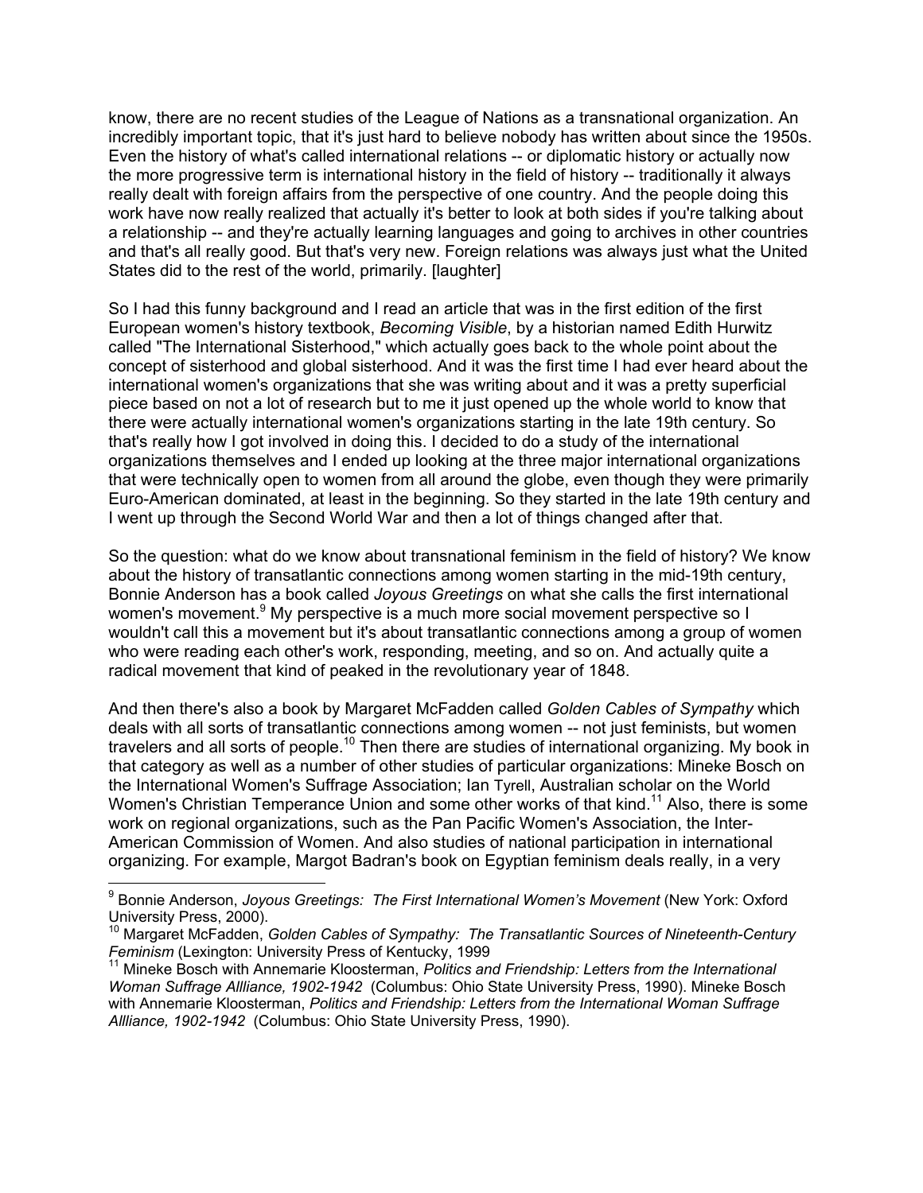know, there are no recent studies of the League of Nations as a transnational organization. An incredibly important topic, that it's just hard to believe nobody has written about since the 1950s. Even the history of what's called international relations -- or diplomatic history or actually now the more progressive term is international history in the field of history -- traditionally it always really dealt with foreign affairs from the perspective of one country. And the people doing this work have now really realized that actually it's better to look at both sides if you're talking about a relationship -- and they're actually learning languages and going to archives in other countries and that's all really good. But that's very new. Foreign relations was always just what the United States did to the rest of the world, primarily. [laughter]

So I had this funny background and I read an article that was in the first edition of the first European women's history textbook, *Becoming Visible*, by a historian named Edith Hurwitz called "The International Sisterhood," which actually goes back to the whole point about the concept of sisterhood and global sisterhood. And it was the first time I had ever heard about the international women's organizations that she was writing about and it was a pretty superficial piece based on not a lot of research but to me it just opened up the whole world to know that there were actually international women's organizations starting in the late 19th century. So that's really how I got involved in doing this. I decided to do a study of the international organizations themselves and I ended up looking at the three major international organizations that were technically open to women from all around the globe, even though they were primarily Euro-American dominated, at least in the beginning. So they started in the late 19th century and I went up through the Second World War and then a lot of things changed after that.

So the question: what do we know about transnational feminism in the field of history? We know about the history of transatlantic connections among women starting in the mid-19th century, Bonnie Anderson has a book called *Joyous Greetings* on what she calls the first international women's movement.[9] My perspective is a much more social movement perspective so I wouldn't call this a movement but it's about transatlantic connections among a group of women who were reading each other's work, responding, meeting, and so on. And actually quite a radical movement that kind of peaked in the revolutionary year of 1848.

And then there's also a book by Margaret McFadden called *Golden Cables of Sympathy* which deals with all sorts of transatlantic connections among women -- not just feminists, but women travelers and all sorts of people.[10] Then there are studies of international organizing. My book in that category as well as a number of other studies of particular organizations: Mineke Bosch on the International Women's Suffrage Association; Ian Tyrell, Australian scholar on the World Women's Christian Temperance Union and some other works of that kind.[11] Also, there is some work on regional organizations, such as the Pan Pacific Women's Association, the Inter-American Commission of Women. And also studies of national participation in international organizing. For example, Margot Badran's book on Egyptian feminism deals really, in a very

[9] Bonnie Anderson, *Joyous Greetings: The First International Women's Movement* (New York: Oxford University Press, 2000).

[10] Margaret McFadden, *Golden Cables of Sympathy: The Transatlantic Sources of Nineteenth-Century Feminism* (Lexington: University Press of Kentucky, 1999

[11] Mineke Bosch with Annemarie Kloosterman, *Politics and Friendship: Letters from the International Woman Suffrage Allliance, 1902-1942* (Columbus: Ohio State University Press, 1990). Mineke Bosch with Annemarie Kloosterman, *Politics and Friendship: Letters from the International Woman Suffrage Allliance, 1902-1942* (Columbus: Ohio State University Press, 1990).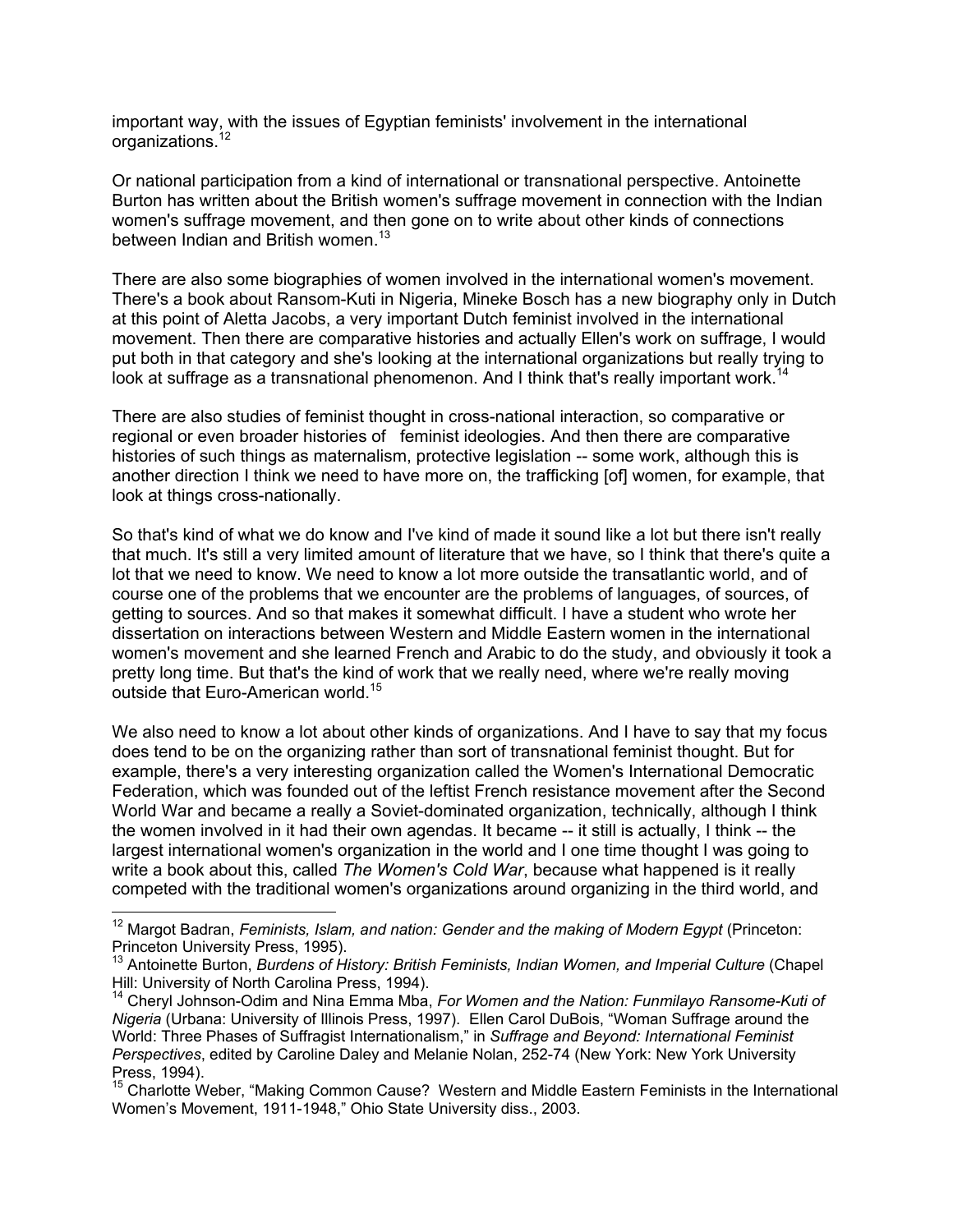important way, with the issues of Egyptian feminists' involvement in the international organizations.[12]

Or national participation from a kind of international or transnational perspective. Antoinette Burton has written about the British women's suffrage movement in connection with the Indian women's suffrage movement, and then gone on to write about other kinds of connections between Indian and British women.[13]

There are also some biographies of women involved in the international women's movement. There's a book about Ransom-Kuti in Nigeria, Mineke Bosch has a new biography only in Dutch at this point of Aletta Jacobs, a very important Dutch feminist involved in the international movement. Then there are comparative histories and actually Ellen's work on suffrage, I would put both in that category and she's looking at the international organizations but really trying to look at suffrage as a transnational phenomenon. And I think that's really important work.[14]

There are also studies of feminist thought in cross-national interaction, so comparative or regional or even broader histories of feminist ideologies. And then there are comparative histories of such things as maternalism, protective legislation -- some work, although this is another direction I think we need to have more on, the trafficking [of] women, for example, that look at things cross-nationally.

So that's kind of what we do know and I've kind of made it sound like a lot but there isn't really that much. It's still a very limited amount of literature that we have, so I think that there's quite a lot that we need to know. We need to know a lot more outside the transatlantic world, and of course one of the problems that we encounter are the problems of languages, of sources, of getting to sources. And so that makes it somewhat difficult. I have a student who wrote her dissertation on interactions between Western and Middle Eastern women in the international women's movement and she learned French and Arabic to do the study, and obviously it took a pretty long time. But that's the kind of work that we really need, where we're really moving outside that Euro-American world.[15]

We also need to know a lot about other kinds of organizations. And I have to say that my focus does tend to be on the organizing rather than sort of transnational feminist thought. But for example, there's a very interesting organization called the Women's International Democratic Federation, which was founded out of the leftist French resistance movement after the Second World War and became a really a Soviet-dominated organization, technically, although I think the women involved in it had their own agendas. It became -- it still is actually, I think -- the largest international women's organization in the world and I one time thought I was going to write a book about this, called *The Women's Cold War*, because what happened is it really competed with the traditional women's organizations around organizing in the third world, and

---

[12] Margot Badran, *Feminists, Islam, and nation: Gender and the making of Modern Egypt* (Princeton: Princeton University Press, 1995).

[13] Antoinette Burton, *Burdens of History: British Feminists, Indian Women, and Imperial Culture* (Chapel Hill: University of North Carolina Press, 1994).

[14] Cheryl Johnson-Odim and Nina Emma Mba, *For Women and the Nation: Funmilayo Ransome-Kuti of Nigeria* (Urbana: University of Illinois Press, 1997). Ellen Carol DuBois, "Woman Suffrage around the World: Three Phases of Suffragist Internationalism," in *Suffrage and Beyond: International Feminist Perspectives*, edited by Caroline Daley and Melanie Nolan, 252-74 (New York: New York University Press, 1994).

[15] Charlotte Weber, "Making Common Cause? Western and Middle Eastern Feminists in the International Women's Movement, 1911-1948," Ohio State University diss., 2003.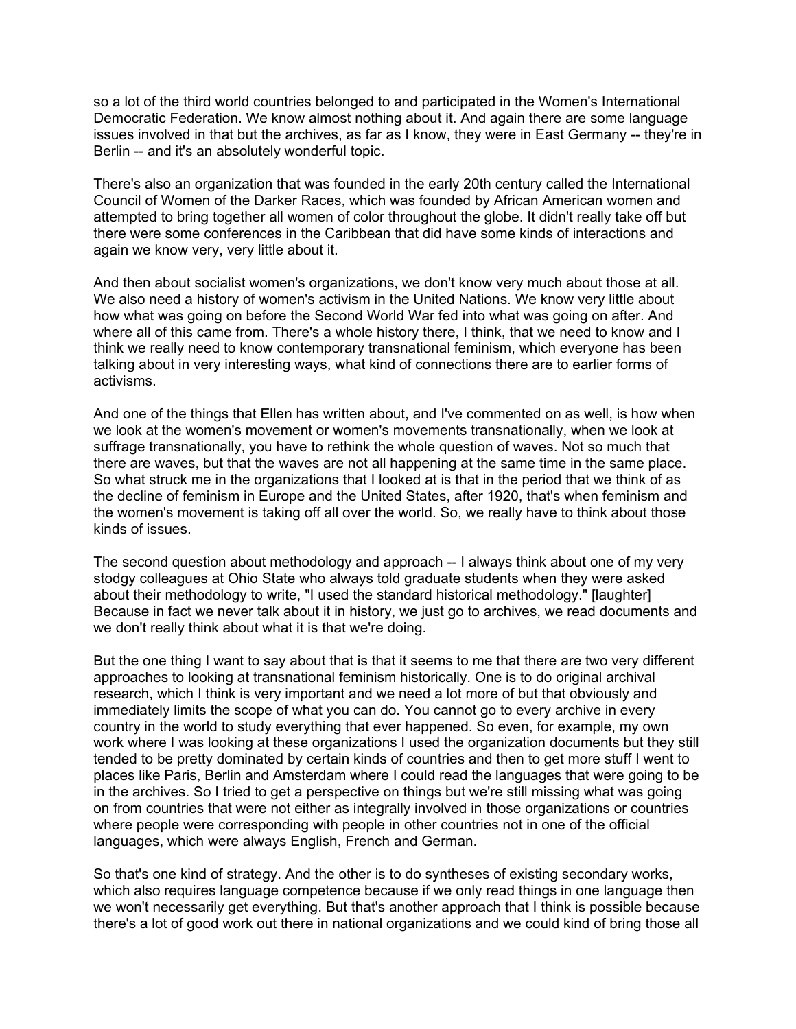so a lot of the third world countries belonged to and participated in the Women's International Democratic Federation. We know almost nothing about it. And again there are some language issues involved in that but the archives, as far as I know, they were in East Germany -- they're in Berlin -- and it's an absolutely wonderful topic.

There's also an organization that was founded in the early 20th century called the International Council of Women of the Darker Races, which was founded by African American women and attempted to bring together all women of color throughout the globe. It didn't really take off but there were some conferences in the Caribbean that did have some kinds of interactions and again we know very, very little about it.

And then about socialist women's organizations, we don't know very much about those at all. We also need a history of women's activism in the United Nations. We know very little about how what was going on before the Second World War fed into what was going on after. And where all of this came from. There's a whole history there, I think, that we need to know and I think we really need to know contemporary transnational feminism, which everyone has been talking about in very interesting ways, what kind of connections there are to earlier forms of activisms.

And one of the things that Ellen has written about, and I've commented on as well, is how when we look at the women's movement or women's movements transnationally, when we look at suffrage transnationally, you have to rethink the whole question of waves. Not so much that there are waves, but that the waves are not all happening at the same time in the same place. So what struck me in the organizations that I looked at is that in the period that we think of as the decline of feminism in Europe and the United States, after 1920, that's when feminism and the women's movement is taking off all over the world. So, we really have to think about those kinds of issues.

The second question about methodology and approach -- I always think about one of my very stodgy colleagues at Ohio State who always told graduate students when they were asked about their methodology to write, "I used the standard historical methodology." [laughter] Because in fact we never talk about it in history, we just go to archives, we read documents and we don't really think about what it is that we're doing.

But the one thing I want to say about that is that it seems to me that there are two very different approaches to looking at transnational feminism historically. One is to do original archival research, which I think is very important and we need a lot more of but that obviously and immediately limits the scope of what you can do. You cannot go to every archive in every country in the world to study everything that ever happened. So even, for example, my own work where I was looking at these organizations I used the organization documents but they still tended to be pretty dominated by certain kinds of countries and then to get more stuff I went to places like Paris, Berlin and Amsterdam where I could read the languages that were going to be in the archives. So I tried to get a perspective on things but we're still missing what was going on from countries that were not either as integrally involved in those organizations or countries where people were corresponding with people in other countries not in one of the official languages, which were always English, French and German.

So that's one kind of strategy. And the other is to do syntheses of existing secondary works, which also requires language competence because if we only read things in one language then we won't necessarily get everything. But that's another approach that I think is possible because there's a lot of good work out there in national organizations and we could kind of bring those all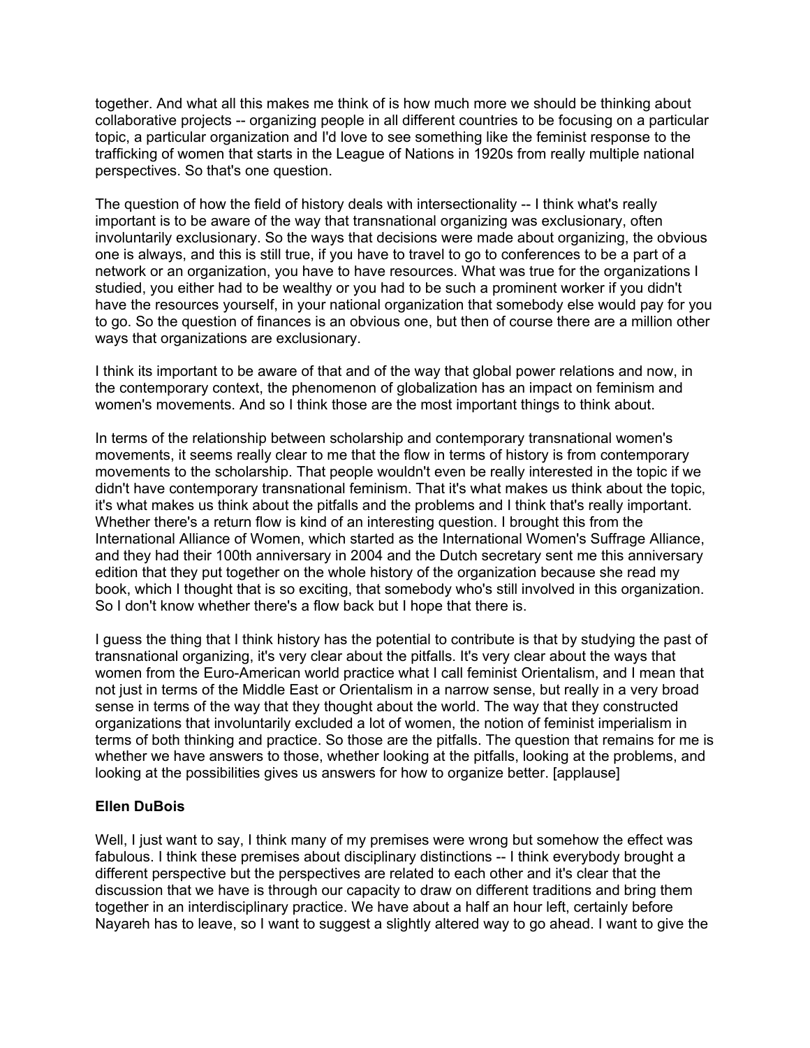together. And what all this makes me think of is how much more we should be thinking about collaborative projects -- organizing people in all different countries to be focusing on a particular topic, a particular organization and I'd love to see something like the feminist response to the trafficking of women that starts in the League of Nations in 1920s from really multiple national perspectives. So that's one question.

The question of how the field of history deals with intersectionality -- I think what's really important is to be aware of the way that transnational organizing was exclusionary, often involuntarily exclusionary. So the ways that decisions were made about organizing, the obvious one is always, and this is still true, if you have to travel to go to conferences to be a part of a network or an organization, you have to have resources. What was true for the organizations I studied, you either had to be wealthy or you had to be such a prominent worker if you didn't have the resources yourself, in your national organization that somebody else would pay for you to go. So the question of finances is an obvious one, but then of course there are a million other ways that organizations are exclusionary.

I think its important to be aware of that and of the way that global power relations and now, in the contemporary context, the phenomenon of globalization has an impact on feminism and women's movements. And so I think those are the most important things to think about.

In terms of the relationship between scholarship and contemporary transnational women's movements, it seems really clear to me that the flow in terms of history is from contemporary movements to the scholarship. That people wouldn't even be really interested in the topic if we didn't have contemporary transnational feminism. That it's what makes us think about the topic, it's what makes us think about the pitfalls and the problems and I think that's really important. Whether there's a return flow is kind of an interesting question. I brought this from the International Alliance of Women, which started as the International Women's Suffrage Alliance, and they had their 100th anniversary in 2004 and the Dutch secretary sent me this anniversary edition that they put together on the whole history of the organization because she read my book, which I thought that is so exciting, that somebody who's still involved in this organization. So I don't know whether there's a flow back but I hope that there is.

I guess the thing that I think history has the potential to contribute is that by studying the past of transnational organizing, it's very clear about the pitfalls. It's very clear about the ways that women from the Euro-American world practice what I call feminist Orientalism, and I mean that not just in terms of the Middle East or Orientalism in a narrow sense, but really in a very broad sense in terms of the way that they thought about the world. The way that they constructed organizations that involuntarily excluded a lot of women, the notion of feminist imperialism in terms of both thinking and practice. So those are the pitfalls. The question that remains for me is whether we have answers to those, whether looking at the pitfalls, looking at the problems, and looking at the possibilities gives us answers for how to organize better. [applause]

**Ellen DuBois**

Well, I just want to say, I think many of my premises were wrong but somehow the effect was fabulous. I think these premises about disciplinary distinctions -- I think everybody brought a different perspective but the perspectives are related to each other and it's clear that the discussion that we have is through our capacity to draw on different traditions and bring them together in an interdisciplinary practice. We have about a half an hour left, certainly before Nayareh has to leave, so I want to suggest a slightly altered way to go ahead. I want to give the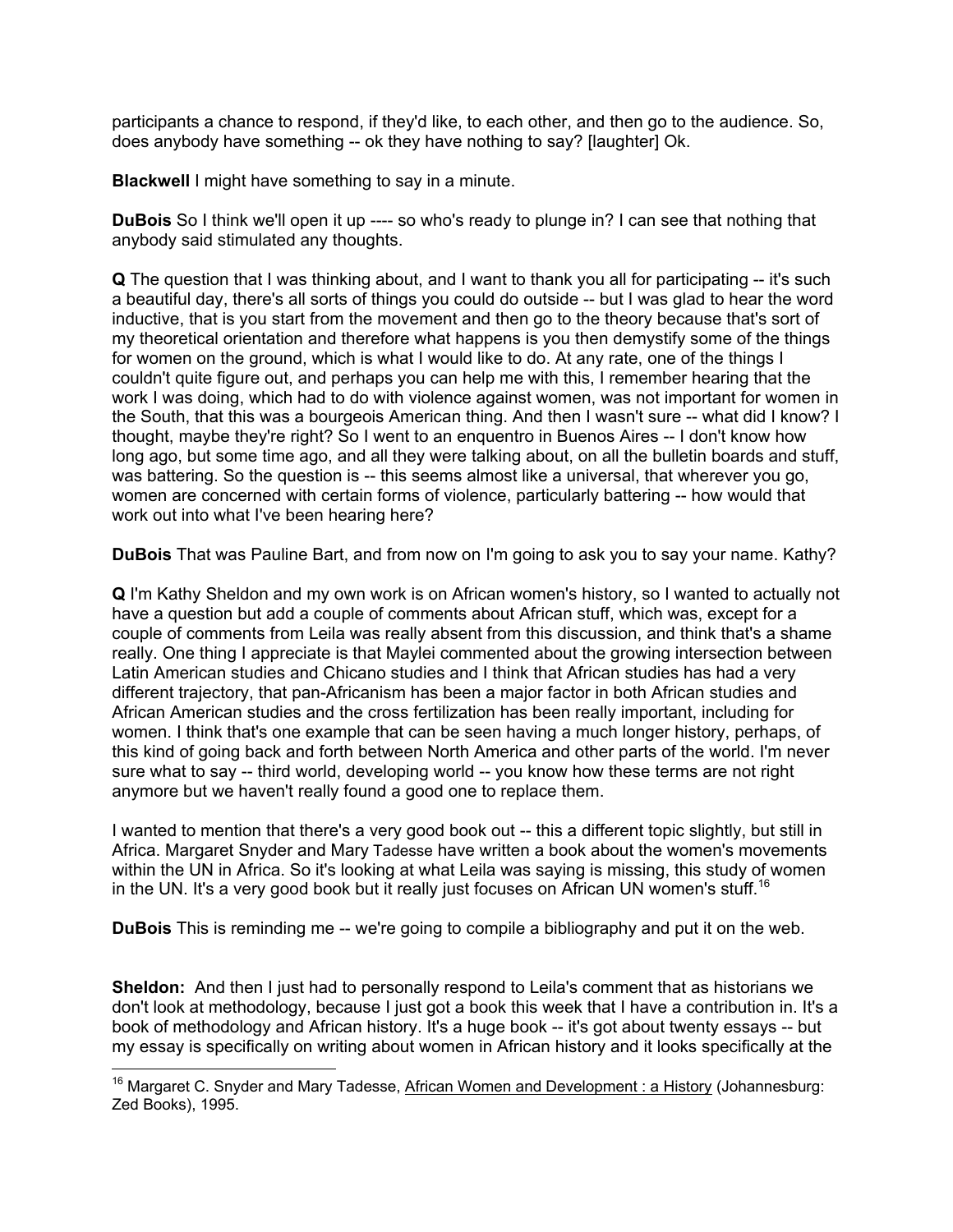participants a chance to respond, if they'd like, to each other, and then go to the audience. So, does anybody have something -- ok they have nothing to say? [laughter] Ok.

**Blackwell** I might have something to say in a minute.

**DuBois** So I think we'll open it up ---- so who's ready to plunge in? I can see that nothing that anybody said stimulated any thoughts.

**Q** The question that I was thinking about, and I want to thank you all for participating -- it's such a beautiful day, there's all sorts of things you could do outside -- but I was glad to hear the word inductive, that is you start from the movement and then go to the theory because that's sort of my theoretical orientation and therefore what happens is you then demystify some of the things for women on the ground, which is what I would like to do. At any rate, one of the things I couldn't quite figure out, and perhaps you can help me with this, I remember hearing that the work I was doing, which had to do with violence against women, was not important for women in the South, that this was a bourgeois American thing. And then I wasn't sure -- what did I know? I thought, maybe they're right? So I went to an enquentro in Buenos Aires -- I don't know how long ago, but some time ago, and all they were talking about, on all the bulletin boards and stuff, was battering. So the question is -- this seems almost like a universal, that wherever you go, women are concerned with certain forms of violence, particularly battering -- how would that work out into what I've been hearing here?

**DuBois** That was Pauline Bart, and from now on I'm going to ask you to say your name. Kathy?

**Q** I'm Kathy Sheldon and my own work is on African women's history, so I wanted to actually not have a question but add a couple of comments about African stuff, which was, except for a couple of comments from Leila was really absent from this discussion, and think that's a shame really. One thing I appreciate is that Maylei commented about the growing intersection between Latin American studies and Chicano studies and I think that African studies has had a very different trajectory, that pan-Africanism has been a major factor in both African studies and African American studies and the cross fertilization has been really important, including for women. I think that's one example that can be seen having a much longer history, perhaps, of this kind of going back and forth between North America and other parts of the world. I'm never sure what to say -- third world, developing world -- you know how these terms are not right anymore but we haven't really found a good one to replace them.

I wanted to mention that there's a very good book out -- this a different topic slightly, but still in Africa. Margaret Snyder and Mary Tadesse have written a book about the women's movements within the UN in Africa. So it's looking at what Leila was saying is missing, this study of women in the UN. It's a very good book but it really just focuses on African UN women's stuff.[16]

**DuBois** This is reminding me -- we're going to compile a bibliography and put it on the web.

**Sheldon:** And then I just had to personally respond to Leila's comment that as historians we don't look at methodology, because I just got a book this week that I have a contribution in. It's a book of methodology and African history. It's a huge book -- it's got about twenty essays -- but my essay is specifically on writing about women in African history and it looks specifically at the

---

[16] Margaret C. Snyder and Mary Tadesse, African Women and Development : a History (Johannesburg: Zed Books), 1995.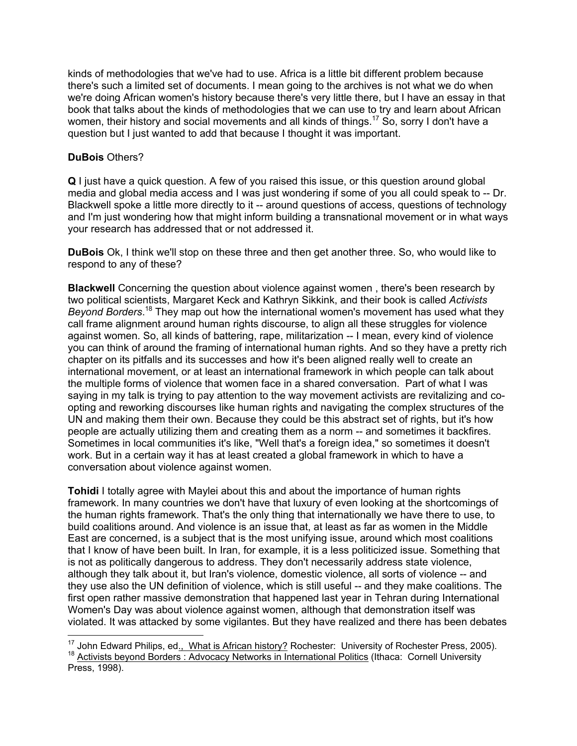kinds of methodologies that we've had to use. Africa is a little bit different problem because there's such a limited set of documents. I mean going to the archives is not what we do when we're doing African women's history because there's very little there, but I have an essay in that book that talks about the kinds of methodologies that we can use to try and learn about African women, their history and social movements and all kinds of things.[17] So, sorry I don't have a question but I just wanted to add that because I thought it was important.

**DuBois** Others?

**Q** I just have a quick question. A few of you raised this issue, or this question around global media and global media access and I was just wondering if some of you all could speak to -- Dr. Blackwell spoke a little more directly to it -- around questions of access, questions of technology and I'm just wondering how that might inform building a transnational movement or in what ways your research has addressed that or not addressed it.

**DuBois** Ok, I think we'll stop on these three and then get another three. So, who would like to respond to any of these?

**Blackwell** Concerning the question about violence against women , there's been research by two political scientists, Margaret Keck and Kathryn Sikkink, and their book is called *Activists Beyond Borders*.[18] They map out how the international women's movement has used what they call frame alignment around human rights discourse, to align all these struggles for violence against women. So, all kinds of battering, rape, militarization -- I mean, every kind of violence you can think of around the framing of international human rights. And so they have a pretty rich chapter on its pitfalls and its successes and how it's been aligned really well to create an international movement, or at least an international framework in which people can talk about the multiple forms of violence that women face in a shared conversation. Part of what I was saying in my talk is trying to pay attention to the way movement activists are revitalizing and co-opting and reworking discourses like human rights and navigating the complex structures of the UN and making them their own. Because they could be this abstract set of rights, but it's how people are actually utilizing them and creating them as a norm -- and sometimes it backfires. Sometimes in local communities it's like, "Well that's a foreign idea," so sometimes it doesn't work. But in a certain way it has at least created a global framework in which to have a conversation about violence against women.

**Tohidi** I totally agree with Maylei about this and about the importance of human rights framework. In many countries we don't have that luxury of even looking at the shortcomings of the human rights framework. That's the only thing that internationally we have there to use, to build coalitions around. And violence is an issue that, at least as far as women in the Middle East are concerned, is a subject that is the most unifying issue, around which most coalitions that I know of have been built. In Iran, for example, it is a less politicized issue. Something that is not as politically dangerous to address. They don't necessarily address state violence, although they talk about it, but Iran's violence, domestic violence, all sorts of violence -- and they use also the UN definition of violence, which is still useful -- and they make coalitions. The first open rather massive demonstration that happened last year in Tehran during International Women's Day was about violence against women, although that demonstration itself was violated. It was attacked by some vigilantes. But they have realized and there has been debates

---

[17] John Edward Philips, ed., What is African history? Rochester: University of Rochester Press, 2005).

[18] Activists beyond Borders : Advocacy Networks in International Politics (Ithaca: Cornell University Press, 1998).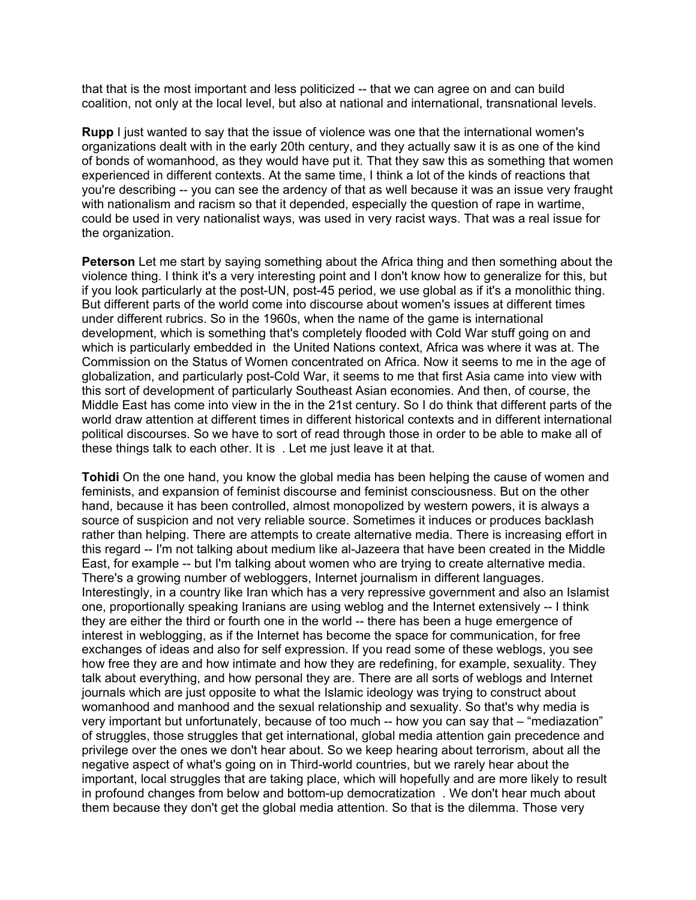that that is the most important and less politicized -- that we can agree on and can build coalition, not only at the local level, but also at national and international, transnational levels.

**Rupp** I just wanted to say that the issue of violence was one that the international women's organizations dealt with in the early 20th century, and they actually saw it is as one of the kind of bonds of womanhood, as they would have put it. That they saw this as something that women experienced in different contexts. At the same time, I think a lot of the kinds of reactions that you're describing -- you can see the ardency of that as well because it was an issue very fraught with nationalism and racism so that it depended, especially the question of rape in wartime, could be used in very nationalist ways, was used in very racist ways. That was a real issue for the organization.

**Peterson** Let me start by saying something about the Africa thing and then something about the violence thing. I think it's a very interesting point and I don't know how to generalize for this, but if you look particularly at the post-UN, post-45 period, we use global as if it's a monolithic thing. But different parts of the world come into discourse about women's issues at different times under different rubrics. So in the 1960s, when the name of the game is international development, which is something that's completely flooded with Cold War stuff going on and which is particularly embedded in the United Nations context, Africa was where it was at. The Commission on the Status of Women concentrated on Africa. Now it seems to me in the age of globalization, and particularly post-Cold War, it seems to me that first Asia came into view with this sort of development of particularly Southeast Asian economies. And then, of course, the Middle East has come into view in the in the 21st century. So I do think that different parts of the world draw attention at different times in different historical contexts and in different international political discourses. So we have to sort of read through those in order to be able to make all of these things talk to each other. It is . Let me just leave it at that.

**Tohidi** On the one hand, you know the global media has been helping the cause of women and feminists, and expansion of feminist discourse and feminist consciousness. But on the other hand, because it has been controlled, almost monopolized by western powers, it is always a source of suspicion and not very reliable source. Sometimes it induces or produces backlash rather than helping. There are attempts to create alternative media. There is increasing effort in this regard -- I'm not talking about medium like al-Jazeera that have been created in the Middle East, for example -- but I'm talking about women who are trying to create alternative media. There's a growing number of webloggers, Internet journalism in different languages. Interestingly, in a country like Iran which has a very repressive government and also an Islamist one, proportionally speaking Iranians are using weblog and the Internet extensively -- I think they are either the third or fourth one in the world -- there has been a huge emergence of interest in weblogging, as if the Internet has become the space for communication, for free exchanges of ideas and also for self expression. If you read some of these weblogs, you see how free they are and how intimate and how they are redefining, for example, sexuality. They talk about everything, and how personal they are. There are all sorts of weblogs and Internet journals which are just opposite to what the Islamic ideology was trying to construct about womanhood and manhood and the sexual relationship and sexuality. So that's why media is very important but unfortunately, because of too much -- how you can say that – "mediazation" of struggles, those struggles that get international, global media attention gain precedence and privilege over the ones we don't hear about. So we keep hearing about terrorism, about all the negative aspect of what's going on in Third-world countries, but we rarely hear about the important, local struggles that are taking place, which will hopefully and are more likely to result in profound changes from below and bottom-up democratization . We don't hear much about them because they don't get the global media attention. So that is the dilemma. Those very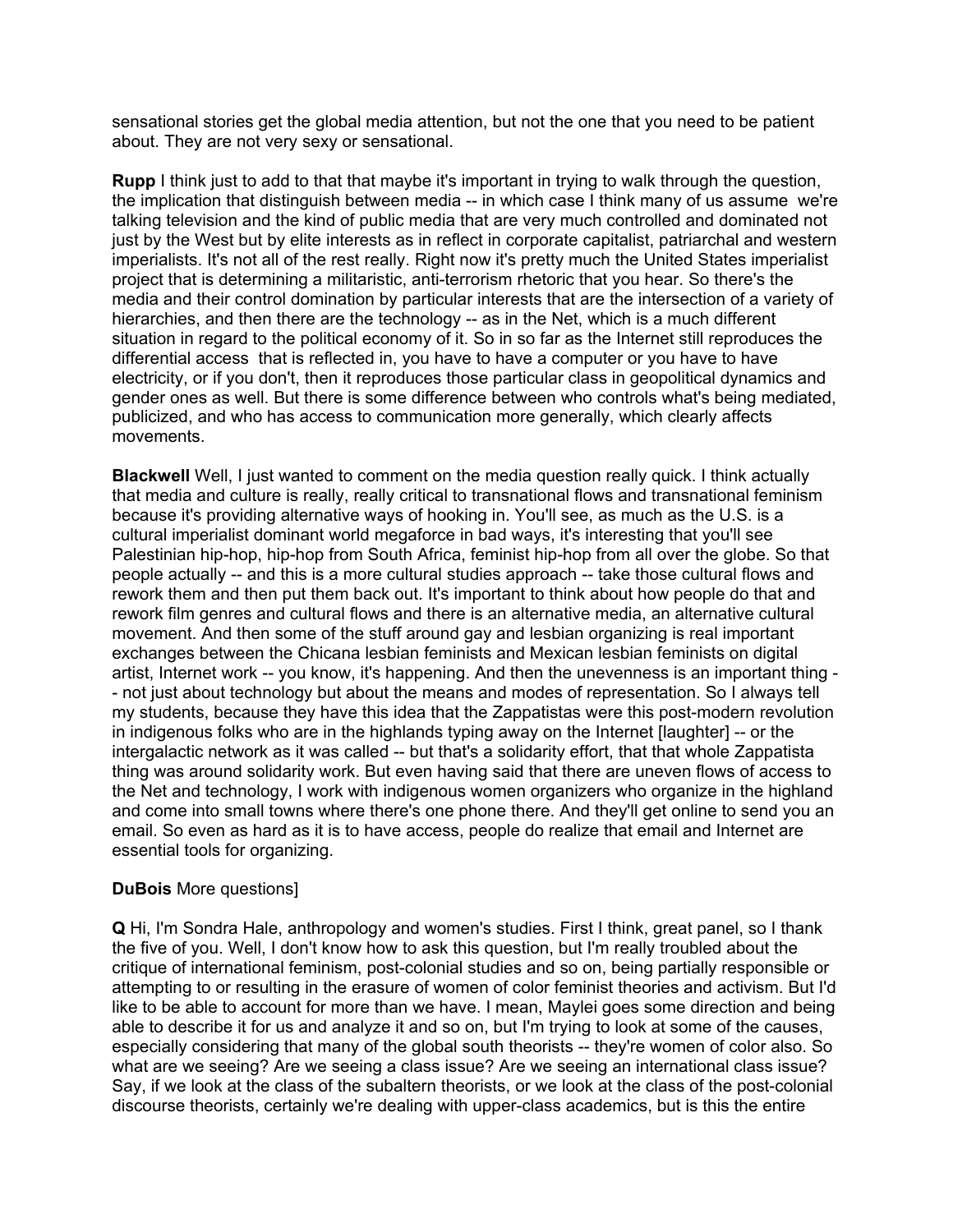sensational stories get the global media attention, but not the one that you need to be patient about. They are not very sexy or sensational.

**Rupp** I think just to add to that that maybe it's important in trying to walk through the question, the implication that distinguish between media -- in which case I think many of us assume we're talking television and the kind of public media that are very much controlled and dominated not just by the West but by elite interests as in reflect in corporate capitalist, patriarchal and western imperialists. It's not all of the rest really. Right now it's pretty much the United States imperialist project that is determining a militaristic, anti-terrorism rhetoric that you hear. So there's the media and their control domination by particular interests that are the intersection of a variety of hierarchies, and then there are the technology -- as in the Net, which is a much different situation in regard to the political economy of it. So in so far as the Internet still reproduces the differential access that is reflected in, you have to have a computer or you have to have electricity, or if you don't, then it reproduces those particular class in geopolitical dynamics and gender ones as well. But there is some difference between who controls what's being mediated, publicized, and who has access to communication more generally, which clearly affects movements.

**Blackwell** Well, I just wanted to comment on the media question really quick. I think actually that media and culture is really, really critical to transnational flows and transnational feminism because it's providing alternative ways of hooking in. You'll see, as much as the U.S. is a cultural imperialist dominant world megaforce in bad ways, it's interesting that you'll see Palestinian hip-hop, hip-hop from South Africa, feminist hip-hop from all over the globe. So that people actually -- and this is a more cultural studies approach -- take those cultural flows and rework them and then put them back out. It's important to think about how people do that and rework film genres and cultural flows and there is an alternative media, an alternative cultural movement. And then some of the stuff around gay and lesbian organizing is real important exchanges between the Chicana lesbian feminists and Mexican lesbian feminists on digital artist, Internet work -- you know, it's happening. And then the unevenness is an important thing -- not just about technology but about the means and modes of representation. So I always tell my students, because they have this idea that the Zappatistas were this post-modern revolution in indigenous folks who are in the highlands typing away on the Internet [laughter] -- or the intergalactic network as it was called -- but that's a solidarity effort, that that whole Zappatista thing was around solidarity work. But even having said that there are uneven flows of access to the Net and technology, I work with indigenous women organizers who organize in the highland and come into small towns where there's one phone there. And they'll get online to send you an email. So even as hard as it is to have access, people do realize that email and Internet are essential tools for organizing.

**DuBois** More questions]

**Q** Hi, I'm Sondra Hale, anthropology and women's studies. First I think, great panel, so I thank the five of you. Well, I don't know how to ask this question, but I'm really troubled about the critique of international feminism, post-colonial studies and so on, being partially responsible or attempting to or resulting in the erasure of women of color feminist theories and activism. But I'd like to be able to account for more than we have. I mean, Maylei goes some direction and being able to describe it for us and analyze it and so on, but I'm trying to look at some of the causes, especially considering that many of the global south theorists -- they're women of color also. So what are we seeing? Are we seeing a class issue? Are we seeing an international class issue? Say, if we look at the class of the subaltern theorists, or we look at the class of the post-colonial discourse theorists, certainly we're dealing with upper-class academics, but is this the entire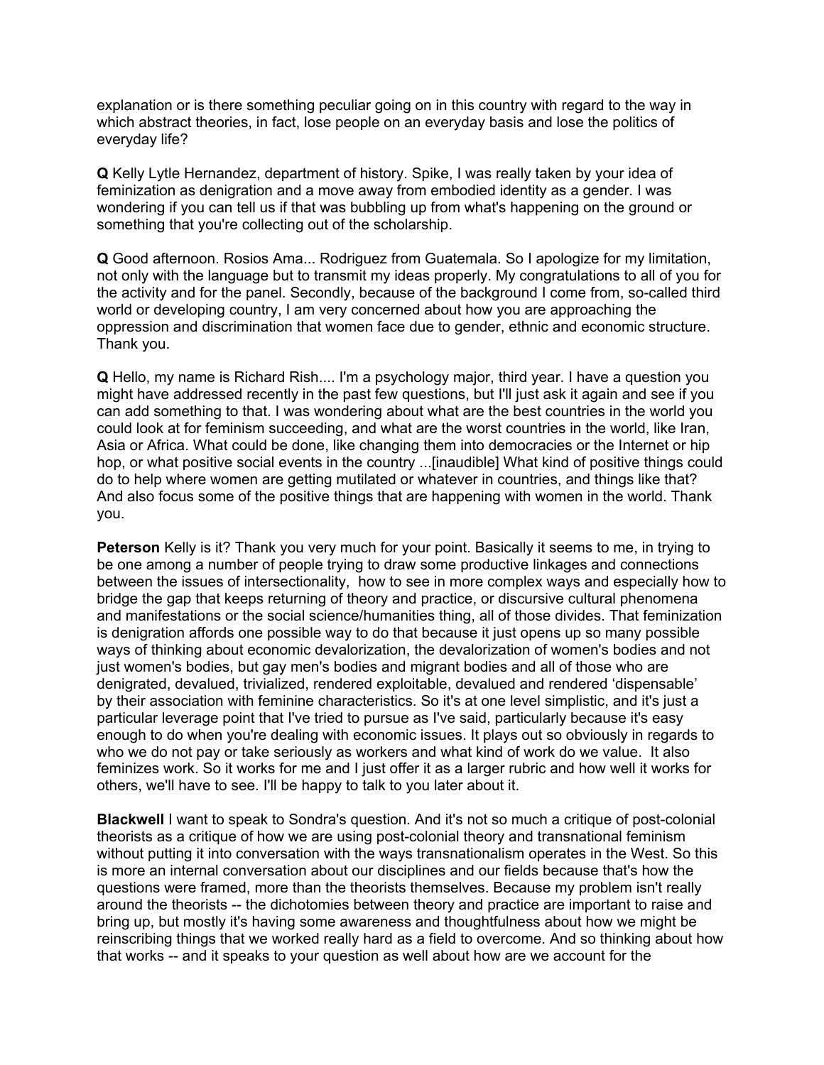explanation or is there something peculiar going on in this country with regard to the way in which abstract theories, in fact, lose people on an everyday basis and lose the politics of everyday life?

**Q** Kelly Lytle Hernandez, department of history. Spike, I was really taken by your idea of feminization as denigration and a move away from embodied identity as a gender. I was wondering if you can tell us if that was bubbling up from what's happening on the ground or something that you're collecting out of the scholarship.

**Q** Good afternoon. Rosios Ama... Rodriguez from Guatemala. So I apologize for my limitation, not only with the language but to transmit my ideas properly. My congratulations to all of you for the activity and for the panel. Secondly, because of the background I come from, so-called third world or developing country, I am very concerned about how you are approaching the oppression and discrimination that women face due to gender, ethnic and economic structure. Thank you.

**Q** Hello, my name is Richard Rish.... I'm a psychology major, third year. I have a question you might have addressed recently in the past few questions, but I'll just ask it again and see if you can add something to that. I was wondering about what are the best countries in the world you could look at for feminism succeeding, and what are the worst countries in the world, like Iran, Asia or Africa. What could be done, like changing them into democracies or the Internet or hip hop, or what positive social events in the country ...[inaudible] What kind of positive things could do to help where women are getting mutilated or whatever in countries, and things like that? And also focus some of the positive things that are happening with women in the world. Thank you.

**Peterson** Kelly is it? Thank you very much for your point. Basically it seems to me, in trying to be one among a number of people trying to draw some productive linkages and connections between the issues of intersectionality, how to see in more complex ways and especially how to bridge the gap that keeps returning of theory and practice, or discursive cultural phenomena and manifestations or the social science/humanities thing, all of those divides. That feminization is denigration affords one possible way to do that because it just opens up so many possible ways of thinking about economic devalorization, the devalorization of women's bodies and not just women's bodies, but gay men's bodies and migrant bodies and all of those who are denigrated, devalued, trivialized, rendered exploitable, devalued and rendered 'dispensable' by their association with feminine characteristics. So it's at one level simplistic, and it's just a particular leverage point that I've tried to pursue as I've said, particularly because it's easy enough to do when you're dealing with economic issues. It plays out so obviously in regards to who we do not pay or take seriously as workers and what kind of work do we value. It also feminizes work. So it works for me and I just offer it as a larger rubric and how well it works for others, we'll have to see. I'll be happy to talk to you later about it.

**Blackwell** I want to speak to Sondra's question. And it's not so much a critique of post-colonial theorists as a critique of how we are using post-colonial theory and transnational feminism without putting it into conversation with the ways transnationalism operates in the West. So this is more an internal conversation about our disciplines and our fields because that's how the questions were framed, more than the theorists themselves. Because my problem isn't really around the theorists -- the dichotomies between theory and practice are important to raise and bring up, but mostly it's having some awareness and thoughtfulness about how we might be reinscribing things that we worked really hard as a field to overcome. And so thinking about how that works -- and it speaks to your question as well about how are we account for the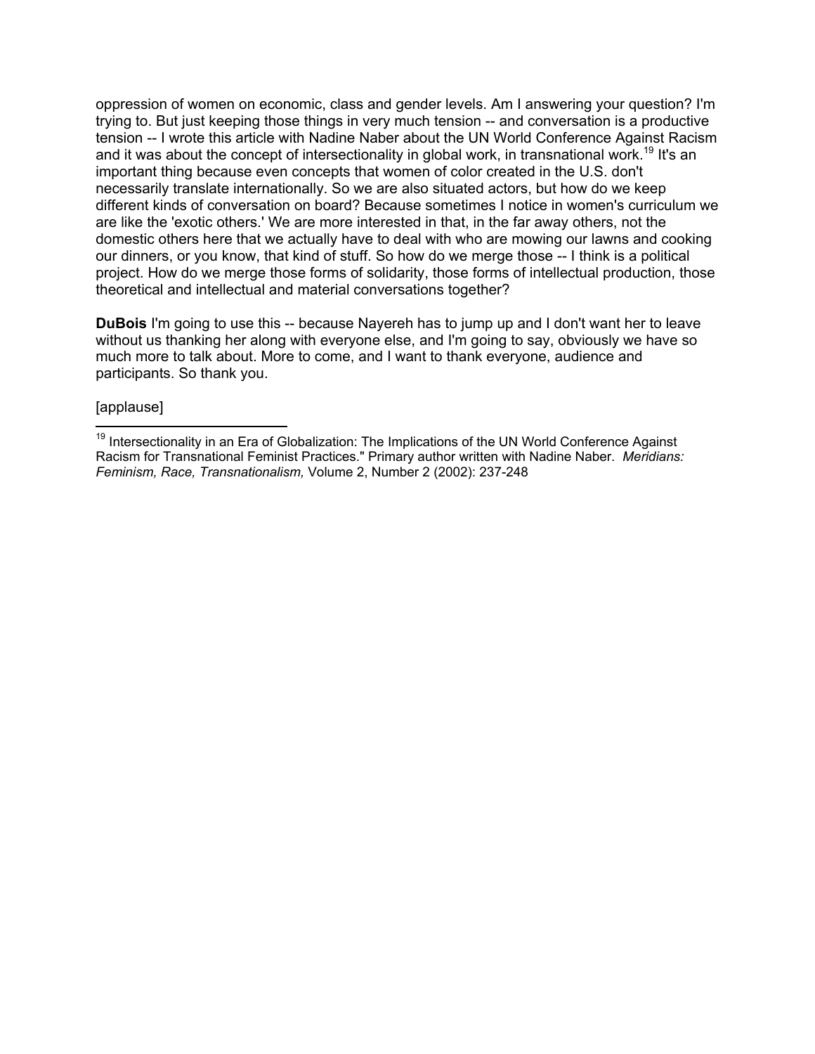oppression of women on economic, class and gender levels. Am I answering your question? I'm trying to. But just keeping those things in very much tension -- and conversation is a productive tension -- I wrote this article with Nadine Naber about the UN World Conference Against Racism and it was about the concept of intersectionality in global work, in transnational work.[19] It's an important thing because even concepts that women of color created in the U.S. don't necessarily translate internationally. So we are also situated actors, but how do we keep different kinds of conversation on board? Because sometimes I notice in women's curriculum we are like the 'exotic others.' We are more interested in that, in the far away others, not the domestic others here that we actually have to deal with who are mowing our lawns and cooking our dinners, or you know, that kind of stuff. So how do we merge those -- I think is a political project. How do we merge those forms of solidarity, those forms of intellectual production, those theoretical and intellectual and material conversations together?

**DuBois** I'm going to use this -- because Nayereh has to jump up and I don't want her to leave without us thanking her along with everyone else, and I'm going to say, obviously we have so much more to talk about. More to come, and I want to thank everyone, audience and participants. So thank you.

[applause]

---

[19] Intersectionality in an Era of Globalization: The Implications of the UN World Conference Against Racism for Transnational Feminist Practices." Primary author written with Nadine Naber. *Meridians: Feminism, Race, Transnationalism,* Volume 2, Number 2 (2002): 237-248